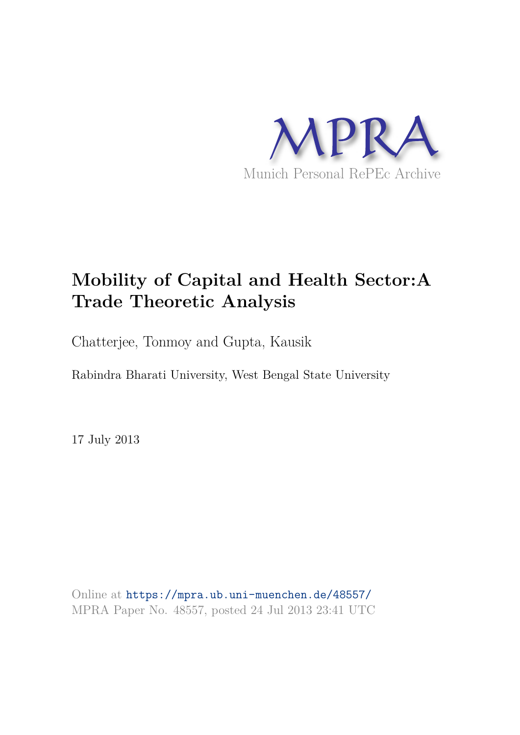MPRA

Munich Personal RePEc Archive

# Mobility of Capital and Health Sector:A Trade Theoretic Analysis

Chatterjee, Tonmoy and Gupta, Kausik

Rabindra Bharati University, West Bengal State University

17 July 2013

Online at https://mpra.ub.uni-muenchen.de/48557/
MPRA Paper No. 48557, posted 24 Jul 2013 23:41 UTC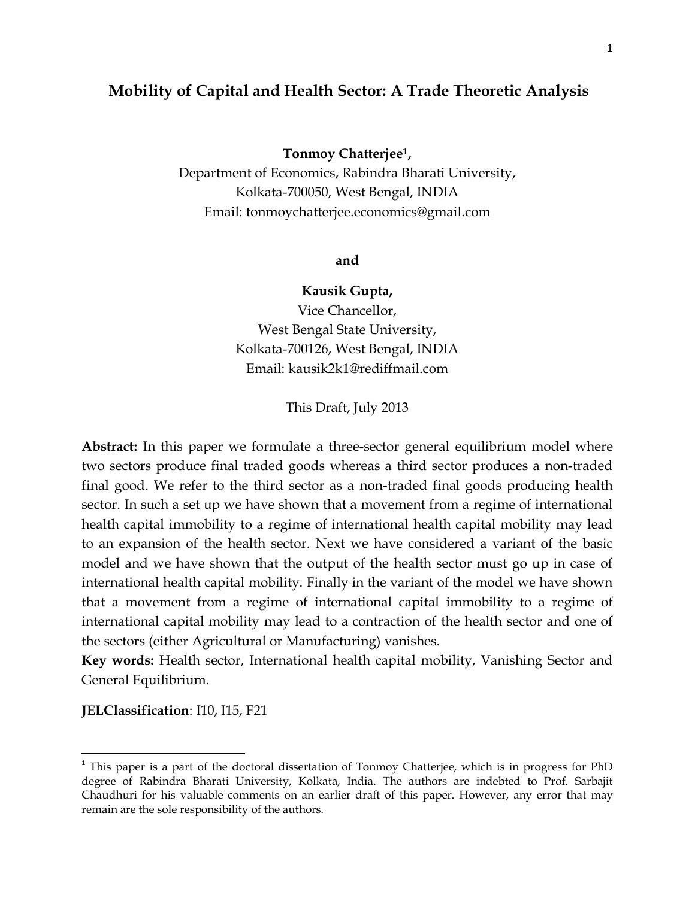# Mobility of Capital and Health Sector: A Trade Theoretic Analysis

**Tonmoy Chatterjee[1],**
Department of Economics, Rabindra Bharati University,
Kolkata-700050, West Bengal, INDIA
Email: tonmoychatterjee.economics@gmail.com

**and**

**Kausik Gupta,**
Vice Chancellor,
West Bengal State University,
Kolkata-700126, West Bengal, INDIA
Email: kausik2k1@rediffmail.com

This Draft, July 2013

**Abstract:** In this paper we formulate a three-sector general equilibrium model where two sectors produce final traded goods whereas a third sector produces a non-traded final good. We refer to the third sector as a non-traded final goods producing health sector. In such a set up we have shown that a movement from a regime of international health capital immobility to a regime of international health capital mobility may lead to an expansion of the health sector. Next we have considered a variant of the basic model and we have shown that the output of the health sector must go up in case of international health capital mobility. Finally in the variant of the model we have shown that a movement from a regime of international capital immobility to a regime of international capital mobility may lead to a contraction of the health sector and one of the sectors (either Agricultural or Manufacturing) vanishes.

**Key words:** Health sector, International health capital mobility, Vanishing Sector and General Equilibrium.

**JELClassification**: I10, I15, F21

---

[1] This paper is a part of the doctoral dissertation of Tonmoy Chatterjee, which is in progress for PhD degree of Rabindra Bharati University, Kolkata, India. The authors are indebted to Prof. Sarbajit Chaudhuri for his valuable comments on an earlier draft of this paper. However, any error that may remain are the sole responsibility of the authors.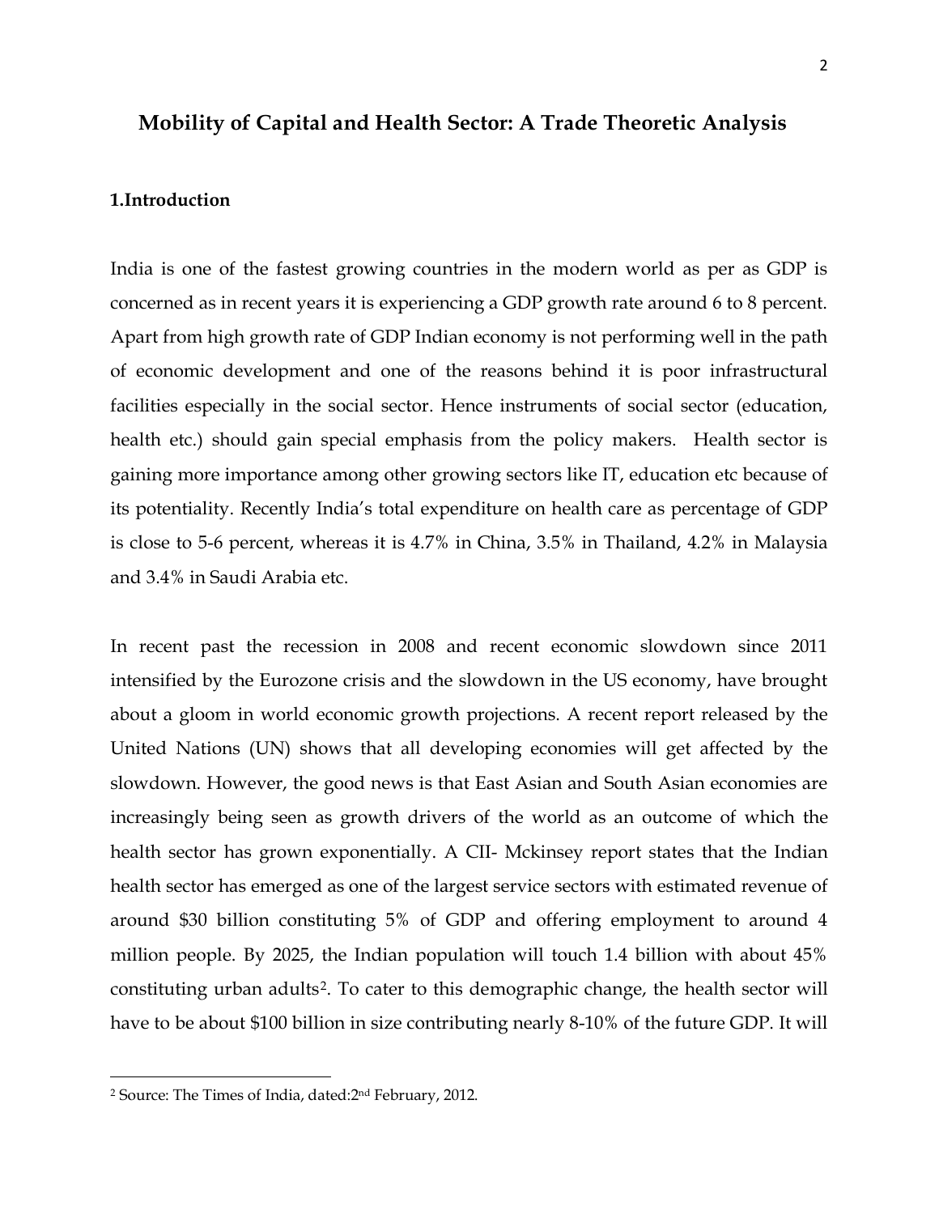# Mobility of Capital and Health Sector: A Trade Theoretic Analysis

## 1.Introduction

India is one of the fastest growing countries in the modern world as per as GDP is concerned as in recent years it is experiencing a GDP growth rate around 6 to 8 percent. Apart from high growth rate of GDP Indian economy is not performing well in the path of economic development and one of the reasons behind it is poor infrastructural facilities especially in the social sector. Hence instruments of social sector (education, health etc.) should gain special emphasis from the policy makers. Health sector is gaining more importance among other growing sectors like IT, education etc because of its potentiality. Recently India's total expenditure on health care as percentage of GDP is close to 5-6 percent, whereas it is 4.7% in China, 3.5% in Thailand, 4.2% in Malaysia and 3.4% in Saudi Arabia etc.

In recent past the recession in 2008 and recent economic slowdown since 2011 intensified by the Eurozone crisis and the slowdown in the US economy, have brought about a gloom in world economic growth projections. A recent report released by the United Nations (UN) shows that all developing economies will get affected by the slowdown. However, the good news is that East Asian and South Asian economies are increasingly being seen as growth drivers of the world as an outcome of which the health sector has grown exponentially. A CII- Mckinsey report states that the Indian health sector has emerged as one of the largest service sectors with estimated revenue of around $30 billion constituting 5% of GDP and offering employment to around 4 million people. By 2025, the Indian population will touch 1.4 billion with about 45% constituting urban adults[2]. To cater to this demographic change, the health sector will have to be about $100 billion in size contributing nearly 8-10% of the future GDP. It will

[2] Source: The Times of India, dated:2nd February, 2012.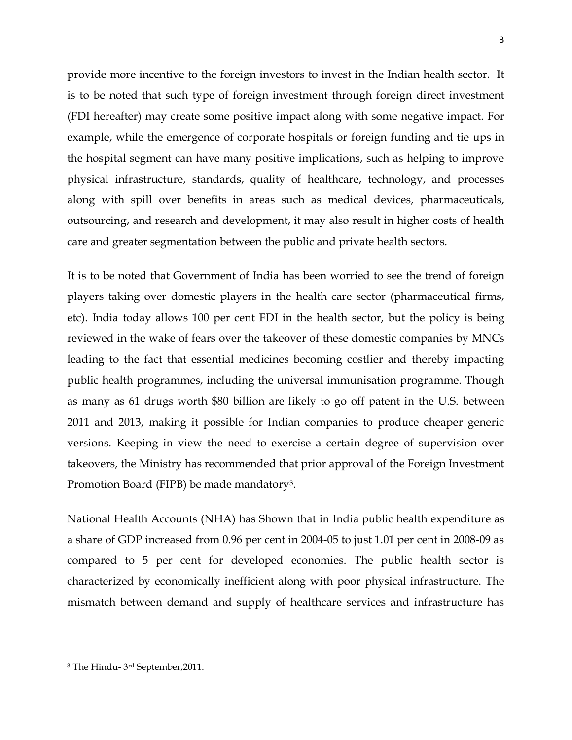provide more incentive to the foreign investors to invest in the Indian health sector. It is to be noted that such type of foreign investment through foreign direct investment (FDI hereafter) may create some positive impact along with some negative impact. For example, while the emergence of corporate hospitals or foreign funding and tie ups in the hospital segment can have many positive implications, such as helping to improve physical infrastructure, standards, quality of healthcare, technology, and processes along with spill over benefits in areas such as medical devices, pharmaceuticals, outsourcing, and research and development, it may also result in higher costs of health care and greater segmentation between the public and private health sectors.

It is to be noted that Government of India has been worried to see the trend of foreign players taking over domestic players in the health care sector (pharmaceutical firms, etc). India today allows 100 per cent FDI in the health sector, but the policy is being reviewed in the wake of fears over the takeover of these domestic companies by MNCs leading to the fact that essential medicines becoming costlier and thereby impacting public health programmes, including the universal immunisation programme. Though as many as 61 drugs worth $80 billion are likely to go off patent in the U.S. between 2011 and 2013, making it possible for Indian companies to produce cheaper generic versions. Keeping in view the need to exercise a certain degree of supervision over takeovers, the Ministry has recommended that prior approval of the Foreign Investment Promotion Board (FIPB) be made mandatory[3].

National Health Accounts (NHA) has Shown that in India public health expenditure as a share of GDP increased from 0.96 per cent in 2004-05 to just 1.01 per cent in 2008-09 as compared to 5 per cent for developed economies. The public health sector is characterized by economically inefficient along with poor physical infrastructure. The mismatch between demand and supply of healthcare services and infrastructure has

---

[3] The Hindu- 3rd September,2011.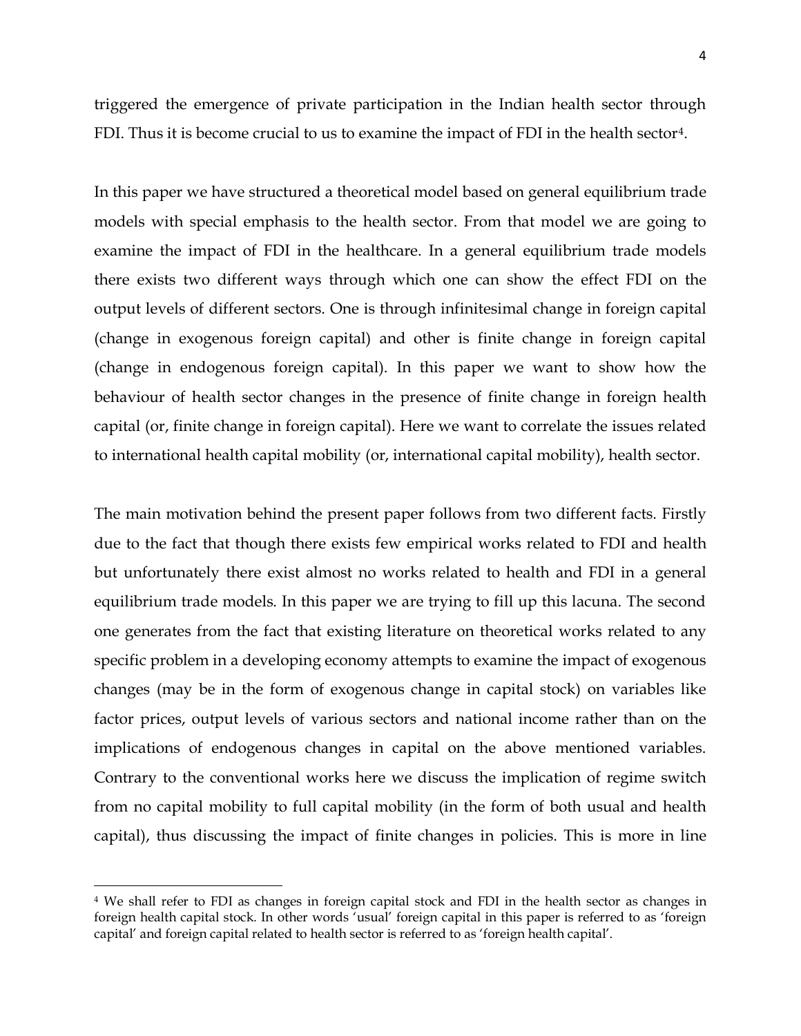triggered the emergence of private participation in the Indian health sector through FDI. Thus it is become crucial to us to examine the impact of FDI in the health sector[4].

In this paper we have structured a theoretical model based on general equilibrium trade models with special emphasis to the health sector. From that model we are going to examine the impact of FDI in the healthcare. In a general equilibrium trade models there exists two different ways through which one can show the effect FDI on the output levels of different sectors. One is through infinitesimal change in foreign capital (change in exogenous foreign capital) and other is finite change in foreign capital (change in endogenous foreign capital). In this paper we want to show how the behaviour of health sector changes in the presence of finite change in foreign health capital (or, finite change in foreign capital). Here we want to correlate the issues related to international health capital mobility (or, international capital mobility), health sector.

The main motivation behind the present paper follows from two different facts. Firstly due to the fact that though there exists few empirical works related to FDI and health but unfortunately there exist almost no works related to health and FDI in a general equilibrium trade models. In this paper we are trying to fill up this lacuna. The second one generates from the fact that existing literature on theoretical works related to any specific problem in a developing economy attempts to examine the impact of exogenous changes (may be in the form of exogenous change in capital stock) on variables like factor prices, output levels of various sectors and national income rather than on the implications of endogenous changes in capital on the above mentioned variables. Contrary to the conventional works here we discuss the implication of regime switch from no capital mobility to full capital mobility (in the form of both usual and health capital), thus discussing the impact of finite changes in policies. This is more in line

[4] We shall refer to FDI as changes in foreign capital stock and FDI in the health sector as changes in foreign health capital stock. In other words 'usual' foreign capital in this paper is referred to as 'foreign capital' and foreign capital related to health sector is referred to as 'foreign health capital'.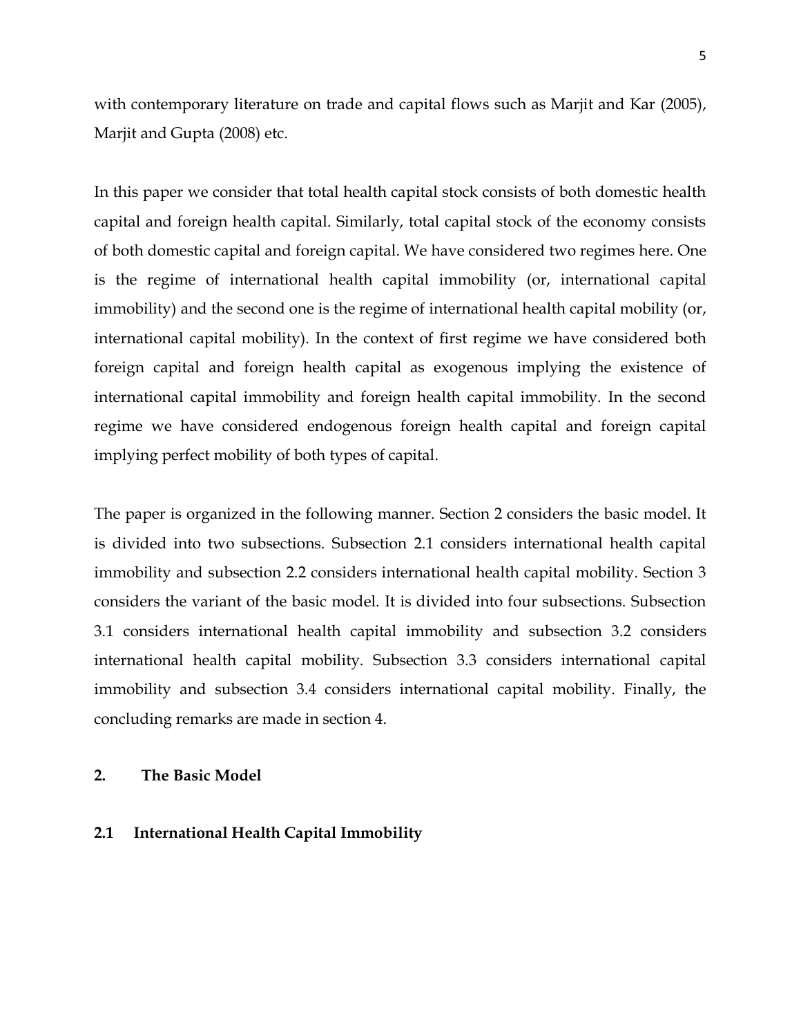with contemporary literature on trade and capital flows such as Marjit and Kar (2005), Marjit and Gupta (2008) etc.

In this paper we consider that total health capital stock consists of both domestic health capital and foreign health capital. Similarly, total capital stock of the economy consists of both domestic capital and foreign capital. We have considered two regimes here. One is the regime of international health capital immobility (or, international capital immobility) and the second one is the regime of international health capital mobility (or, international capital mobility). In the context of first regime we have considered both foreign capital and foreign health capital as exogenous implying the existence of international capital immobility and foreign health capital immobility. In the second regime we have considered endogenous foreign health capital and foreign capital implying perfect mobility of both types of capital.

The paper is organized in the following manner. Section 2 considers the basic model. It is divided into two subsections. Subsection 2.1 considers international health capital immobility and subsection 2.2 considers international health capital mobility. Section 3 considers the variant of the basic model. It is divided into four subsections. Subsection 3.1 considers international health capital immobility and subsection 3.2 considers international health capital mobility. Subsection 3.3 considers international capital immobility and subsection 3.4 considers international capital mobility. Finally, the concluding remarks are made in section 4.

## 2. The Basic Model

### 2.1 International Health Capital Immobility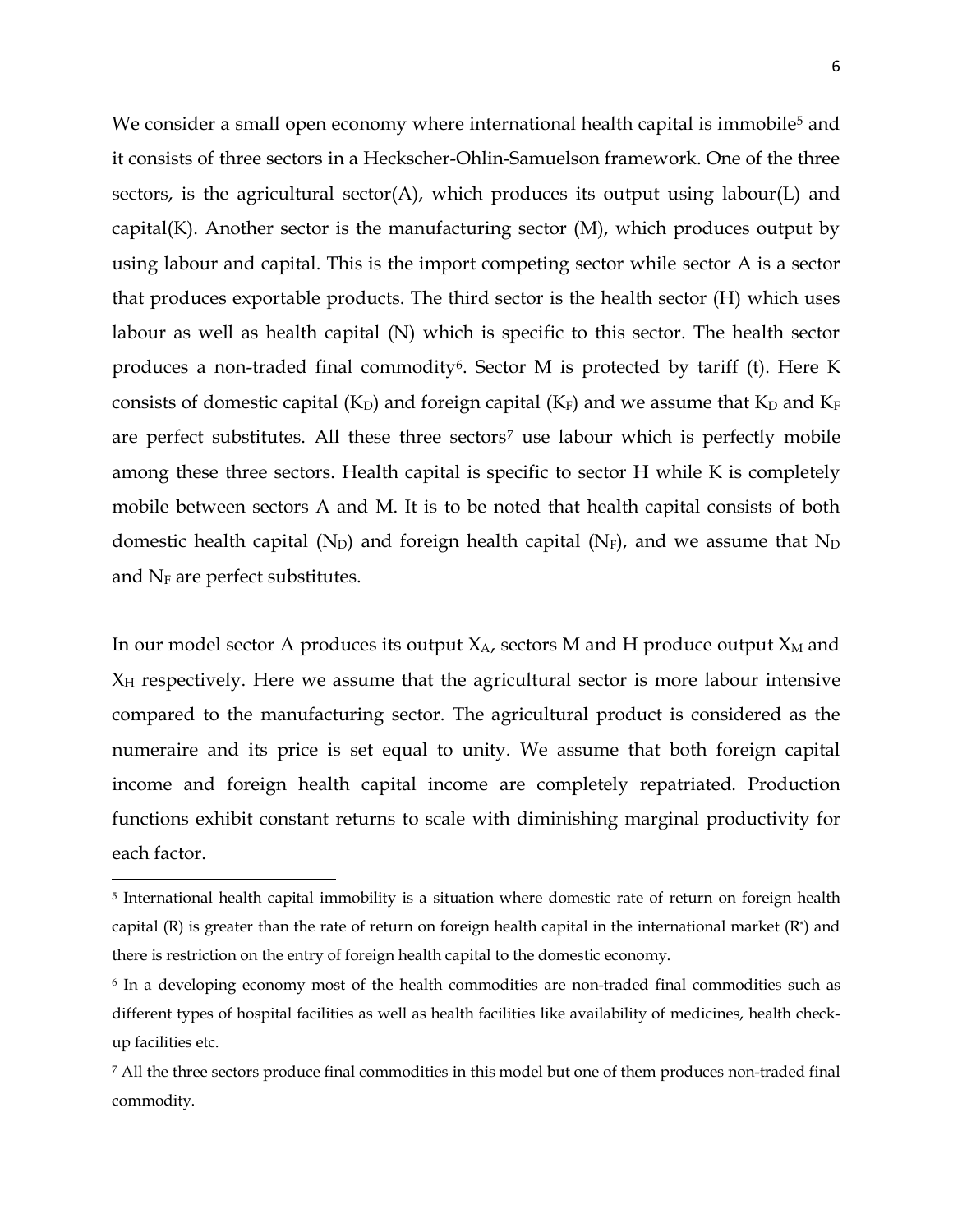We consider a small open economy where international health capital is immobile[5] and it consists of three sectors in a Heckscher-Ohlin-Samuelson framework. One of the three sectors, is the agricultural sector(A), which produces its output using labour(L) and capital(K). Another sector is the manufacturing sector (M), which produces output by using labour and capital. This is the import competing sector while sector A is a sector that produces exportable products. The third sector is the health sector (H) which uses labour as well as health capital (N) which is specific to this sector. The health sector produces a non-traded final commodity[6]. Sector M is protected by tariff (t). Here K consists of domestic capital ($K_D$) and foreign capital ($K_F$) and we assume that $K_D$ and $K_F$ are perfect substitutes. All these three sectors[7] use labour which is perfectly mobile among these three sectors. Health capital is specific to sector H while K is completely mobile between sectors A and M. It is to be noted that health capital consists of both domestic health capital ($N_D$) and foreign health capital ($N_F$), and we assume that $N_D$ and $N_F$ are perfect substitutes.

In our model sector A produces its output $X_A$, sectors M and H produce output $X_M$ and $X_H$ respectively. Here we assume that the agricultural sector is more labour intensive compared to the manufacturing sector. The agricultural product is considered as the numeraire and its price is set equal to unity. We assume that both foreign capital income and foreign health capital income are completely repatriated. Production functions exhibit constant returns to scale with diminishing marginal productivity for each factor.

---

[5] International health capital immobility is a situation where domestic rate of return on foreign health capital (R) is greater than the rate of return on foreign health capital in the international market ($R^*$) and there is restriction on the entry of foreign health capital to the domestic economy.

[6] In a developing economy most of the health commodities are non-traded final commodities such as different types of hospital facilities as well as health facilities like availability of medicines, health check-up facilities etc.

[7] All the three sectors produce final commodities in this model but one of them produces non-traded final commodity.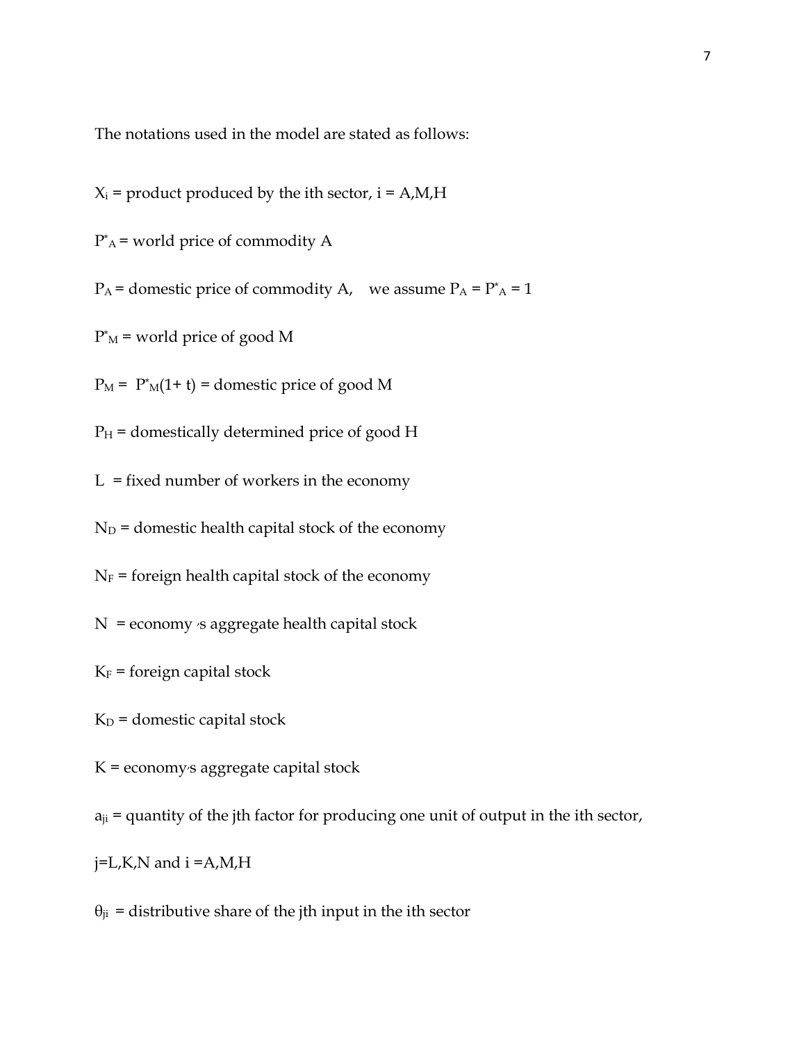The notations used in the model are stated as follows:

$X_i$ = product produced by the ith sector, i = A,M,H

$P^*_A$ = world price of commodity A

$P_A$ = domestic price of commodity A,  we assume $P_A = P^*_A = 1$

$P^*_M$ = world price of good M

$P_M = P^*_M(1+ t)$ = domestic price of good M

$P_H$ = domestically determined price of good H

L = fixed number of workers in the economy

$N_D$ = domestic health capital stock of the economy

$N_F$ = foreign health capital stock of the economy

N = economy's aggregate health capital stock

$K_F$ = foreign capital stock

$K_D$ = domestic capital stock

K = economy's aggregate capital stock

$a_{ji}$ = quantity of the jth factor for producing one unit of output in the ith sector,

j=L,K,N and i =A,M,H

$\theta_{ji}$ = distributive share of the jth input in the ith sector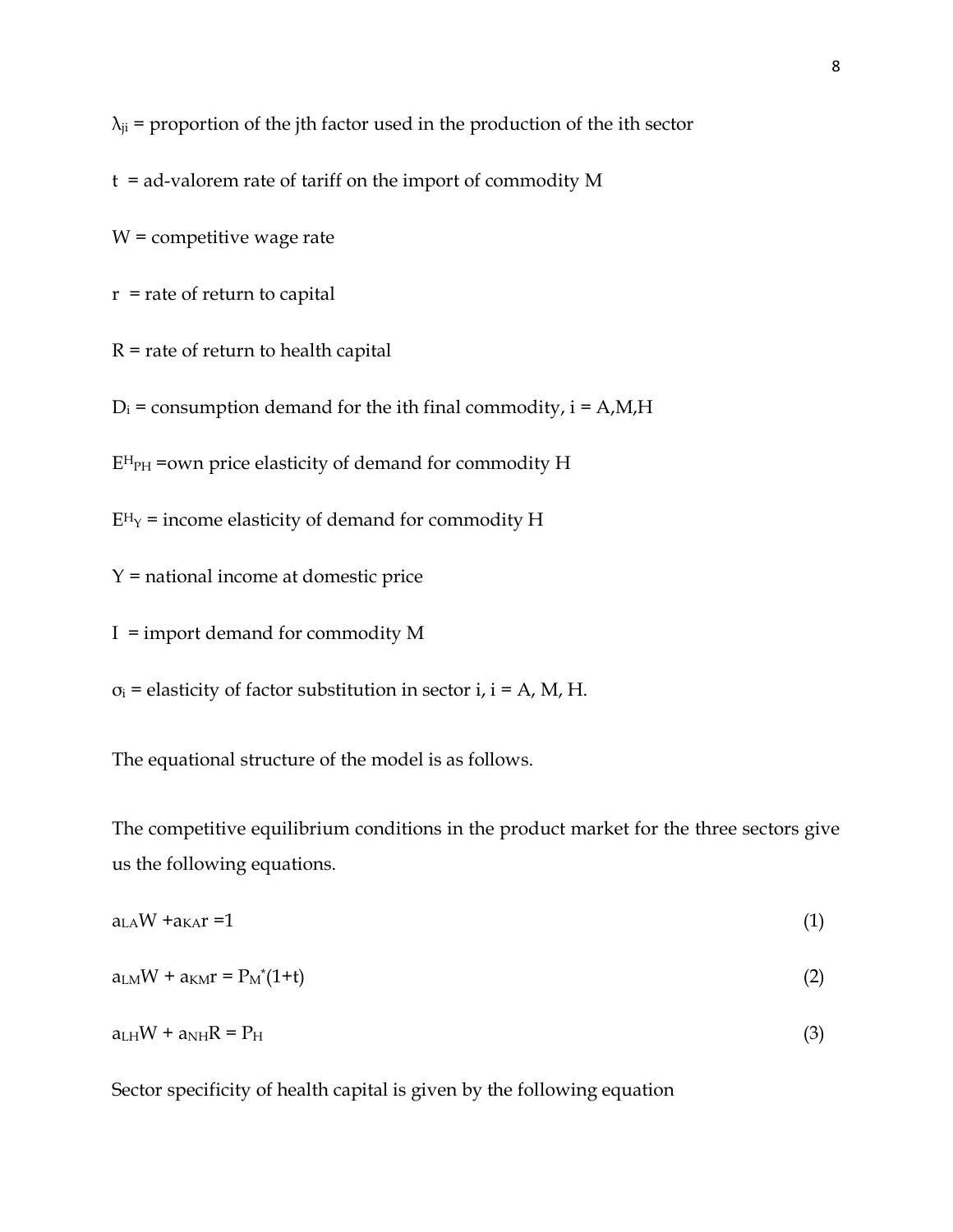$\lambda_{ji}$ = proportion of the jth factor used in the production of the ith sector

$t$ = ad-valorem rate of tariff on the import of commodity M

$W$ = competitive wage rate

$r$ = rate of return to capital

$R$ = rate of return to health capital

$D_i$ = consumption demand for the ith final commodity, i = A,M,H

$E^H_{PH}$ =own price elasticity of demand for commodity H

$E^H_Y$ = income elasticity of demand for commodity H

$Y$ = national income at domestic price

$I$ = import demand for commodity M

$\sigma_i$ = elasticity of factor substitution in sector i, i = A, M, H.

The equational structure of the model is as follows.

The competitive equilibrium conditions in the product market for the three sectors give us the following equations.

$$a_{LA}W + a_{KA}r = 1 \tag{1}$$

$$a_{LM}W + a_{KM}r = P_M^*(1+t) \tag{2}$$

$$a_{LH}W + a_{NH}R = P_H \tag{3}$$

Sector specificity of health capital is given by the following equation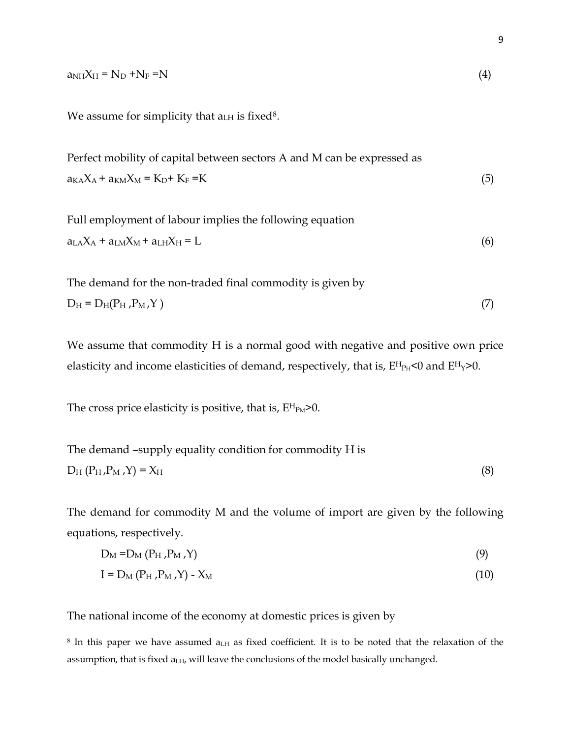$$a_{NH}X_H = N_D + N_F = N \tag{4}$$

We assume for simplicity that $a_{LH}$ is fixed[8].

Perfect mobility of capital between sectors A and M can be expressed as

$$a_{KA}X_A + a_{KM}X_M = K_D + K_F = K \tag{5}$$

Full employment of labour implies the following equation

$$a_{LA}X_A + a_{LM}X_M + a_{LH}X_H = L \tag{6}$$

The demand for the non-traded final commodity is given by

$$D_H = D_H(P_H, P_M, Y) \tag{7}$$

We assume that commodity H is a normal good with negative and positive own price elasticity and income elasticities of demand, respectively, that is, $E^H_{P_H} < 0$ and $E^H_Y > 0$.

The cross price elasticity is positive, that is, $E^H_{P_M} > 0$.

The demand –supply equality condition for commodity H is

$$D_H(P_H, P_M, Y) = X_H \tag{8}$$

The demand for commodity M and the volume of import are given by the following equations, respectively.

$$D_M = D_M(P_H, P_M, Y) \tag{9}$$

$$I = D_M(P_H, P_M, Y) - X_M \tag{10}$$

The national income of the economy at domestic prices is given by

---

[8] In this paper we have assumed $a_{LH}$ as fixed coefficient. It is to be noted that the relaxation of the assumption, that is fixed $a_{LH}$, will leave the conclusions of the model basically unchanged.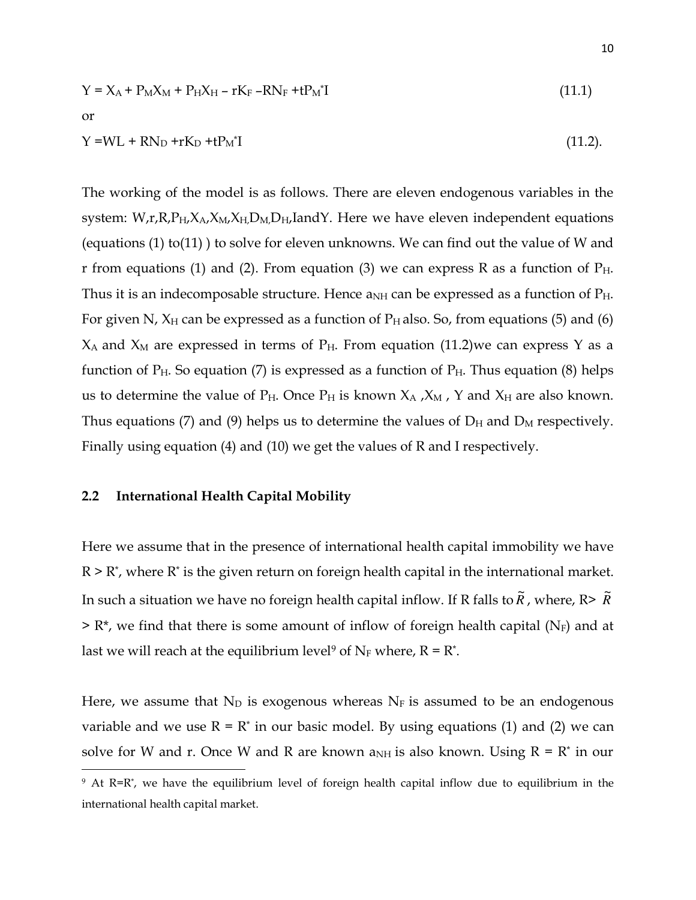$$Y = X_A + P_M X_M + P_H X_H - rK_F - RN_F + tP_M^* I \tag{11.1}$$

or

$$Y = WL + RN_D + rK_D + tP_M^* I \tag{11.2}$$

The working of the model is as follows. There are eleven endogenous variables in the system: $W, r, R, P_H, X_A, X_M, X_H, D_M, D_H, I$ and $Y$. Here we have eleven independent equations (equations (1) to(11) ) to solve for eleven unknowns. We can find out the value of W and r from equations (1) and (2). From equation (3) we can express R as a function of $P_H$. Thus it is an indecomposable structure. Hence $a_{NH}$ can be expressed as a function of $P_H$. For given N, $X_H$ can be expressed as a function of $P_H$ also. So, from equations (5) and (6) $X_A$ and $X_M$ are expressed in terms of $P_H$. From equation (11.2)we can express Y as a function of $P_H$. So equation (7) is expressed as a function of $P_H$. Thus equation (8) helps us to determine the value of $P_H$. Once $P_H$ is known $X_A$ ,$X_M$ , Y and $X_H$ are also known. Thus equations (7) and (9) helps us to determine the values of $D_H$ and $D_M$ respectively. Finally using equation (4) and (10) we get the values of R and I respectively.

## 2.2 International Health Capital Mobility

Here we assume that in the presence of international health capital immobility we have $R > R^*$, where $R^*$ is the given return on foreign health capital in the international market. In such a situation we have no foreign health capital inflow. If R falls to $\tilde{R}$ , where, $R > \tilde{R} > R^*$, we find that there is some amount of inflow of foreign health capital ($N_F$) and at last we will reach at the equilibrium level[9] of $N_F$ where, $R = R^*$.

Here, we assume that $N_D$ is exogenous whereas $N_F$ is assumed to be an endogenous variable and we use $R = R^*$ in our basic model. By using equations (1) and (2) we can solve for W and r. Once W and R are known $a_{NH}$ is also known. Using $R = R^*$ in our

[9] At $R=R^*$, we have the equilibrium level of foreign health capital inflow due to equilibrium in the international health capital market.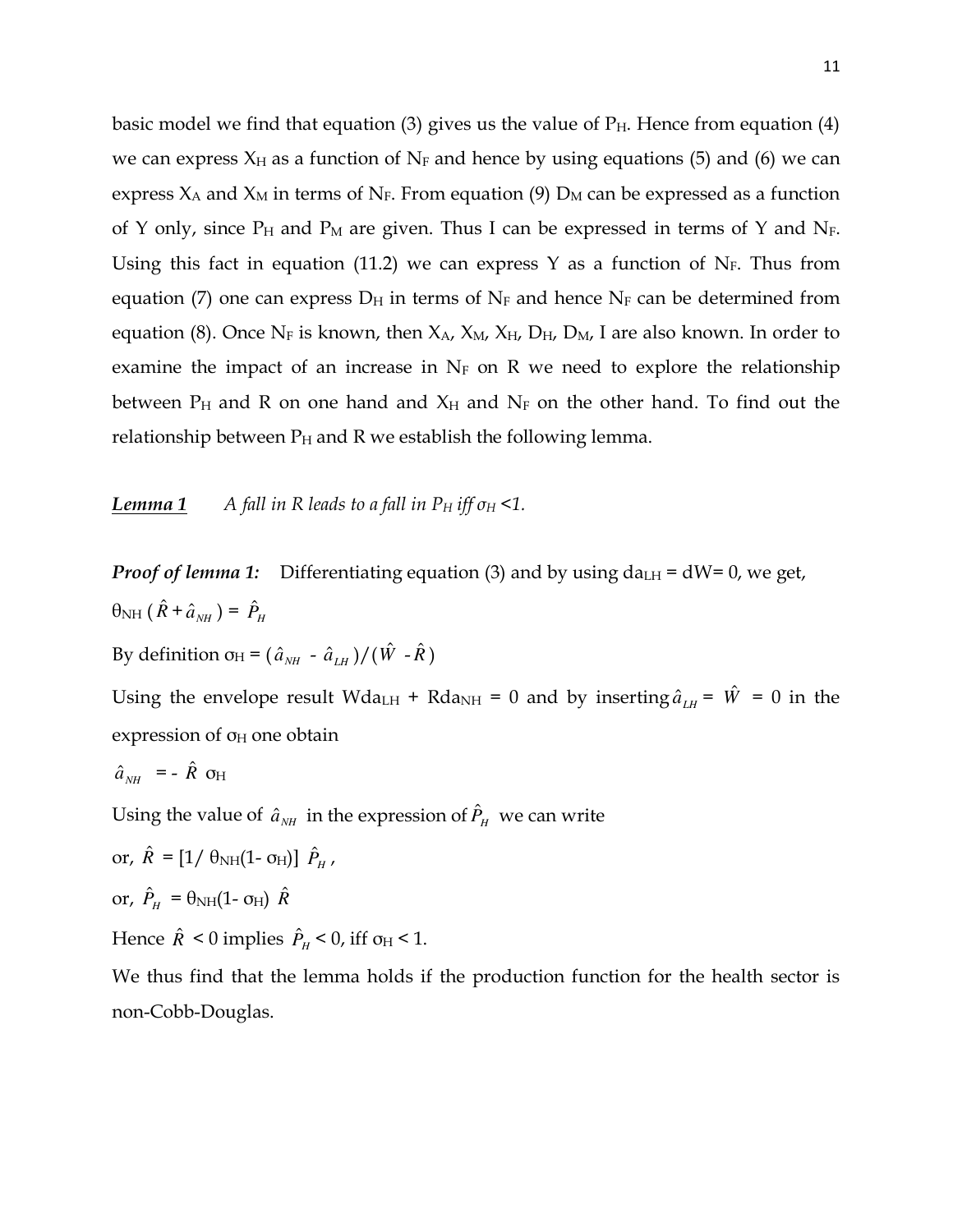basic model we find that equation (3) gives us the value of $P_H$. Hence from equation (4) we can express $X_H$ as a function of $N_F$ and hence by using equations (5) and (6) we can express $X_A$ and $X_M$ in terms of $N_F$. From equation (9) $D_M$ can be expressed as a function of Y only, since $P_H$ and $P_M$ are given. Thus I can be expressed in terms of Y and $N_F$. Using this fact in equation (11.2) we can express Y as a function of $N_F$. Thus from equation (7) one can express $D_H$ in terms of $N_F$ and hence $N_F$ can be determined from equation (8). Once $N_F$ is known, then $X_A$, $X_M$, $X_H$, $D_H$, $D_M$, I are also known. In order to examine the impact of an increase in $N_F$ on R we need to explore the relationship between $P_H$ and R on one hand and $X_H$ and $N_F$ on the other hand. To find out the relationship between $P_H$ and R we establish the following lemma.

***Lemma 1*** *A fall in R leads to a fall in $P_H$ iff $\sigma_H$ <1.*

***Proof of lemma 1:*** Differentiating equation (3) and by using $da_{LH} = dW = 0$, we get,

$\theta_{NH}(\hat{R} + \hat{a}_{NH}) = \hat{P}_H$

By definition $\sigma_H = (\hat{a}_{NH} - \hat{a}_{LH})/(\hat{W} - \hat{R})$

Using the envelope result $Wda_{LH} + Rda_{NH} = 0$ and by inserting $\hat{a}_{LH} = \hat{W} = 0$ in the expression of $\sigma_H$ one obtain

$\hat{a}_{NH} = -\hat{R}\,\sigma_H$

Using the value of $\hat{a}_{NH}$ in the expression of $\hat{P}_H$ we can write

or, $\hat{R} = [1/\theta_{NH}(1-\sigma_H)]\,\hat{P}_H$,

or, $\hat{P}_H = \theta_{NH}(1-\sigma_H)\,\hat{R}$

Hence $\hat{R} < 0$ implies $\hat{P}_H < 0$, iff $\sigma_H < 1$.

We thus find that the lemma holds if the production function for the health sector is non-Cobb-Douglas.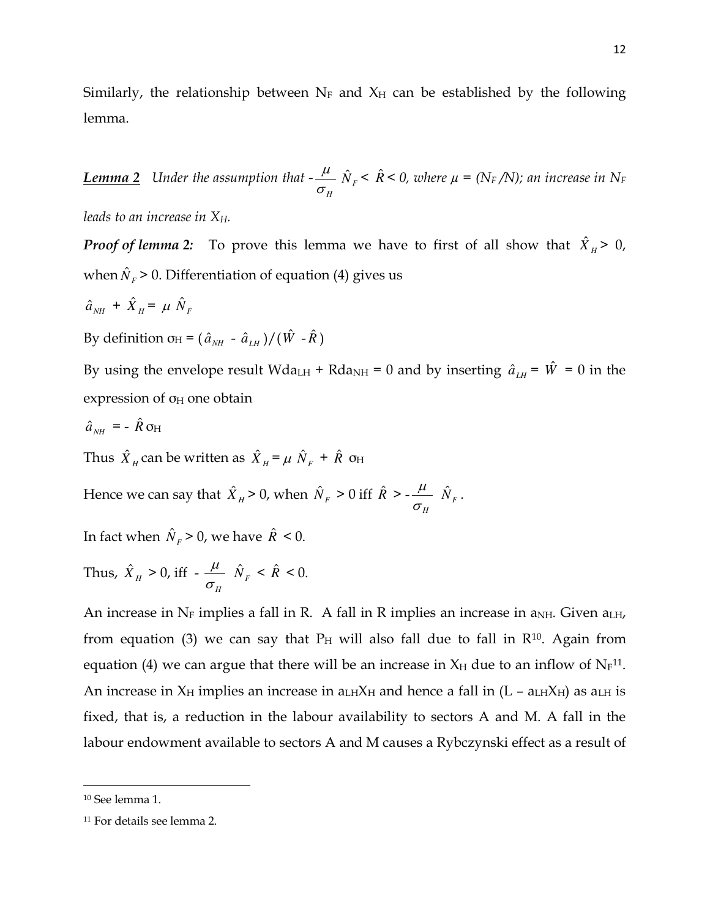Similarly, the relationship between $N_F$ and $X_H$ can be established by the following lemma.

***Lemma 2*** *Under the assumption that* $-\frac{\mu}{\sigma_H}\hat{N}_F < \hat{R} < 0$*, where* $\mu = (N_F/N)$*; an increase in* $N_F$ *leads to an increase in* $X_H$*.*

***Proof of lemma 2:*** To prove this lemma we have to first of all show that $\hat{X}_H > 0$, when $\hat{N}_F > 0$. Differentiation of equation (4) gives us

$$\hat{a}_{NH} + \hat{X}_H = \mu\, \hat{N}_F$$

By definition $\sigma_H = (\hat{a}_{NH} - \hat{a}_{LH})/(\hat{W} - \hat{R})$

By using the envelope result $Wda_{LH} + Rda_{NH} = 0$ and by inserting $\hat{a}_{LH} = \hat{W} = 0$ in the expression of $\sigma_H$ one obtain

$$\hat{a}_{NH} = -\hat{R}\sigma_H$$

Thus $\hat{X}_H$ can be written as $\hat{X}_H = \mu\, \hat{N}_F + \hat{R}\; \sigma_H$

Hence we can say that $\hat{X}_H > 0$, when $\hat{N}_F > 0$ iff $\hat{R} > -\frac{\mu}{\sigma_H}\hat{N}_F$.

In fact when $\hat{N}_F > 0$, we have $\hat{R} < 0$.

Thus, $\hat{X}_H > 0$, iff $-\frac{\mu}{\sigma_H}\hat{N}_F < \hat{R} < 0$.

An increase in $N_F$ implies a fall in R. A fall in R implies an increase in $a_{NH}$. Given $a_{LH}$, from equation (3) we can say that $P_H$ will also fall due to fall in R[10]. Again from equation (4) we can argue that there will be an increase in $X_H$ due to an inflow of $N_F$[11]. An increase in $X_H$ implies an increase in $a_{LH}X_H$ and hence a fall in $(L - a_{LH}X_H)$ as $a_{LH}$ is fixed, that is, a reduction in the labour availability to sectors A and M. A fall in the labour endowment available to sectors A and M causes a Rybczynski effect as a result of

[10] See lemma 1.

[11] For details see lemma 2.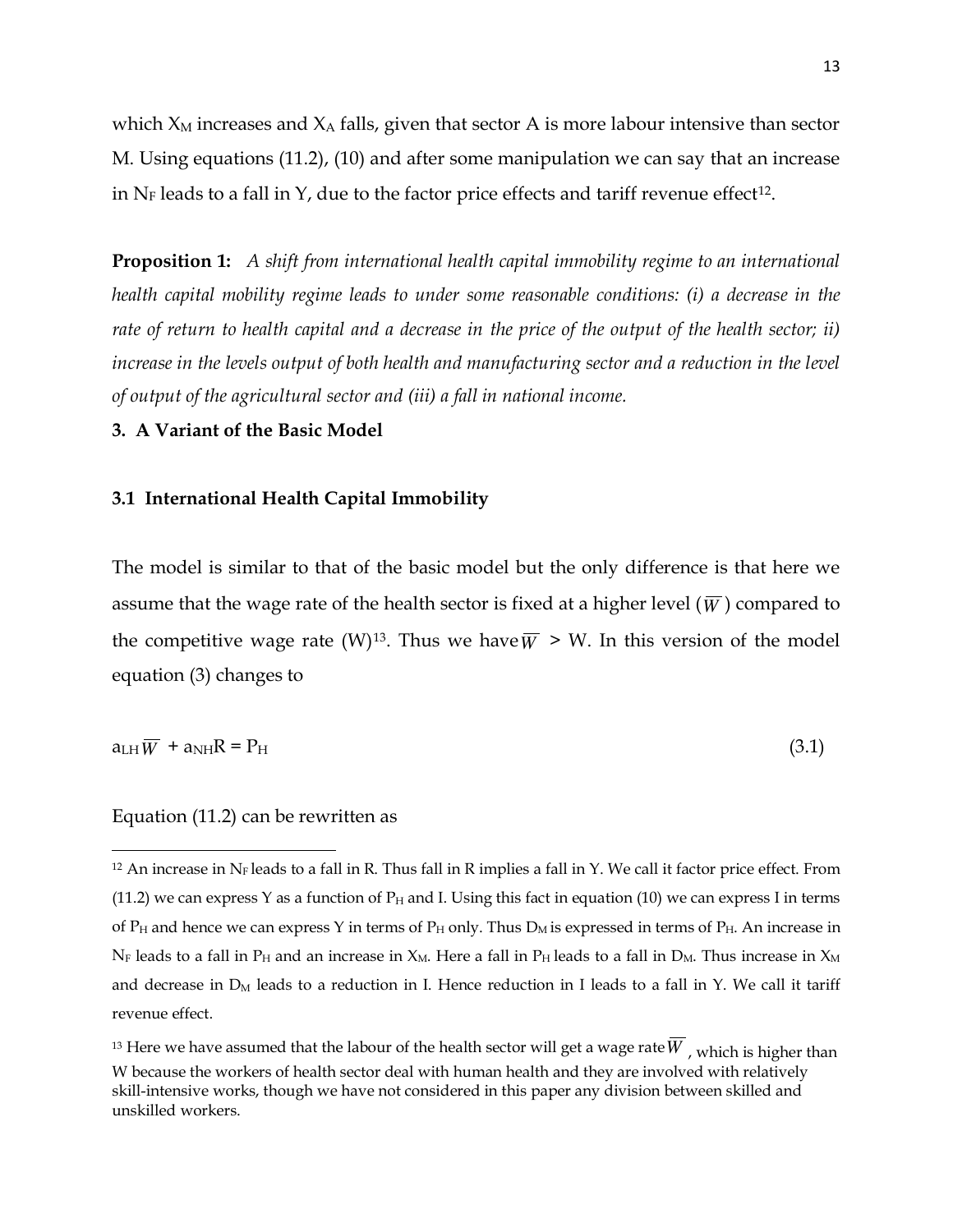which $X_M$ increases and $X_A$ falls, given that sector A is more labour intensive than sector M. Using equations (11.2), (10) and after some manipulation we can say that an increase in $N_F$ leads to a fall in Y, due to the factor price effects and tariff revenue effect[12].

**Proposition 1:** *A shift from international health capital immobility regime to an international health capital mobility regime leads to under some reasonable conditions: (i) a decrease in the rate of return to health capital and a decrease in the price of the output of the health sector; ii) increase in the levels output of both health and manufacturing sector and a reduction in the level of output of the agricultural sector and (iii) a fall in national income.*

## 3. A Variant of the Basic Model

### 3.1 International Health Capital Immobility

The model is similar to that of the basic model but the only difference is that here we assume that the wage rate of the health sector is fixed at a higher level ($\overline{W}$) compared to the competitive wage rate (W)[13]. Thus we have $\overline{W}$ > W. In this version of the model equation (3) changes to

$$a_{LH}\overline{W} + a_{NH}R = P_H \qquad (3.1)$$

Equation (11.2) can be rewritten as

[12] An increase in $N_F$ leads to a fall in R. Thus fall in R implies a fall in Y. We call it factor price effect. From (11.2) we can express Y as a function of $P_H$ and I. Using this fact in equation (10) we can express I in terms of $P_H$ and hence we can express Y in terms of $P_H$ only. Thus $D_M$ is expressed in terms of $P_H$. An increase in $N_F$ leads to a fall in $P_H$ and an increase in $X_M$. Here a fall in $P_H$ leads to a fall in $D_M$. Thus increase in $X_M$ and decrease in $D_M$ leads to a reduction in I. Hence reduction in I leads to a fall in Y. We call it tariff revenue effect.

[13] Here we have assumed that the labour of the health sector will get a wage rate $\overline{W}$, which is higher than W because the workers of health sector deal with human health and they are involved with relatively skill-intensive works, though we have not considered in this paper any division between skilled and unskilled workers.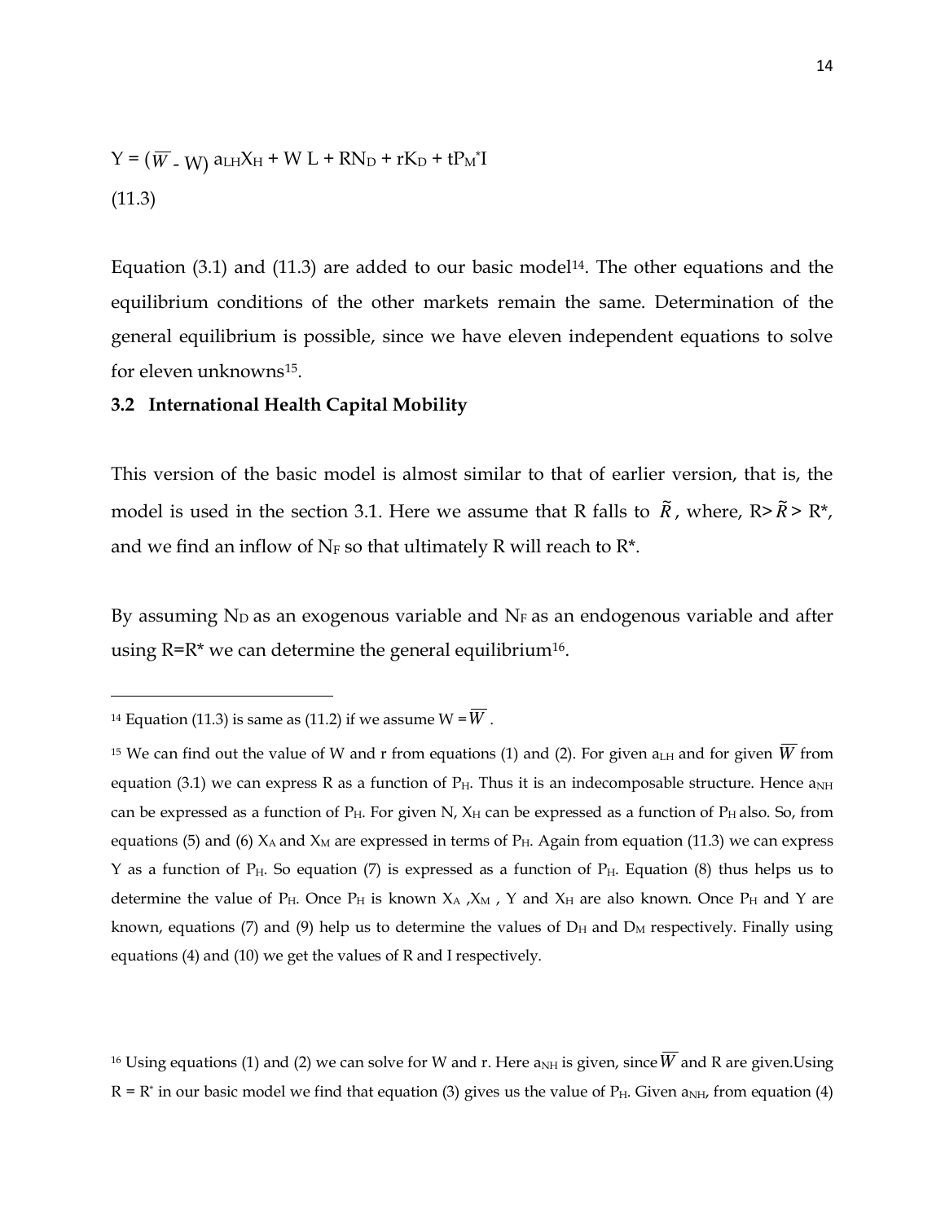$$Y = (\overline{W} - W)\, a_{LH}X_H + W\, L + RN_D + rK_D + tP_M^*I$$

(11.3)

Equation (3.1) and (11.3) are added to our basic model[14]. The other equations and the equilibrium conditions of the other markets remain the same. Determination of the general equilibrium is possible, since we have eleven independent equations to solve for eleven unknowns[15].

### 3.2 International Health Capital Mobility

This version of the basic model is almost similar to that of earlier version, that is, the model is used in the section 3.1. Here we assume that R falls to $\tilde{R}$, where, $R > \tilde{R} > R^*$, and we find an inflow of $N_F$ so that ultimately R will reach to $R^*$.

By assuming $N_D$ as an exogenous variable and $N_F$ as an endogenous variable and after using $R=R^*$ we can determine the general equilibrium[16].

---

[14] Equation (11.3) is same as (11.2) if we assume $W = \overline{W}$.

[15] We can find out the value of W and r from equations (1) and (2). For given $a_{LH}$ and for given $\overline{W}$ from equation (3.1) we can express R as a function of $P_H$. Thus it is an indecomposable structure. Hence $a_{NH}$ can be expressed as a function of $P_H$. For given N, $X_H$ can be expressed as a function of $P_H$ also. So, from equations (5) and (6) $X_A$ and $X_M$ are expressed in terms of $P_H$. Again from equation (11.3) we can express Y as a function of $P_H$. So equation (7) is expressed as a function of $P_H$. Equation (8) thus helps us to determine the value of $P_H$. Once $P_H$ is known $X_A$, $X_M$, Y and $X_H$ are also known. Once $P_H$ and Y are known, equations (7) and (9) help us to determine the values of $D_H$ and $D_M$ respectively. Finally using equations (4) and (10) we get the values of R and I respectively.

[16] Using equations (1) and (2) we can solve for W and r. Here $a_{NH}$ is given, since $\overline{W}$ and R are given.Using $R = R^*$ in our basic model we find that equation (3) gives us the value of $P_H$. Given $a_{NH}$, from equation (4)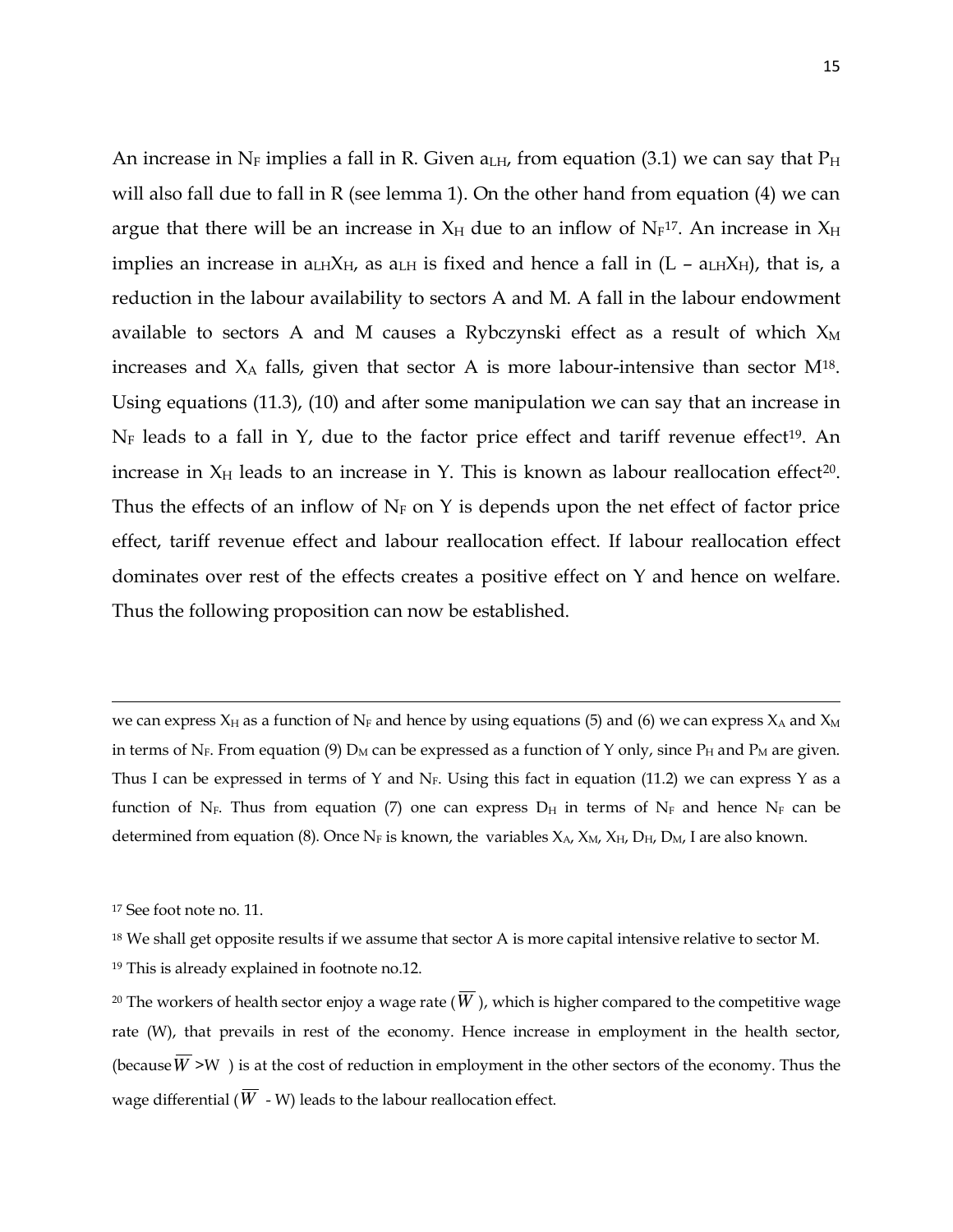An increase in $N_F$ implies a fall in R. Given $a_{LH}$, from equation (3.1) we can say that $P_H$ will also fall due to fall in R (see lemma 1). On the other hand from equation (4) we can argue that there will be an increase in $X_H$ due to an inflow of $N_F$[17]. An increase in $X_H$ implies an increase in $a_{LH}X_H$, as $a_{LH}$ is fixed and hence a fall in $(L – a_{LH}X_H)$, that is, a reduction in the labour availability to sectors A and M. A fall in the labour endowment available to sectors A and M causes a Rybczynski effect as a result of which $X_M$ increases and $X_A$ falls, given that sector A is more labour-intensive than sector M[18]. Using equations (11.3), (10) and after some manipulation we can say that an increase in $N_F$ leads to a fall in Y, due to the factor price effect and tariff revenue effect[19]. An increase in $X_H$ leads to an increase in Y. This is known as labour reallocation effect[20]. Thus the effects of an inflow of $N_F$ on Y is depends upon the net effect of factor price effect, tariff revenue effect and labour reallocation effect. If labour reallocation effect dominates over rest of the effects creates a positive effect on Y and hence on welfare. Thus the following proposition can now be established.

---

we can express $X_H$ as a function of $N_F$ and hence by using equations (5) and (6) we can express $X_A$ and $X_M$ in terms of $N_F$. From equation (9) $D_M$ can be expressed as a function of Y only, since $P_H$ and $P_M$ are given. Thus I can be expressed in terms of Y and $N_F$. Using this fact in equation (11.2) we can express Y as a function of $N_F$. Thus from equation (7) one can express $D_H$ in terms of $N_F$ and hence $N_F$ can be determined from equation (8). Once $N_F$ is known, the variables $X_A$, $X_M$, $X_H$, $D_H$, $D_M$, I are also known.

[17] See foot note no. 11.

[18] We shall get opposite results if we assume that sector A is more capital intensive relative to sector M.

[19] This is already explained in footnote no.12.

[20] The workers of health sector enjoy a wage rate ($\overline{W}$), which is higher compared to the competitive wage rate (W), that prevails in rest of the economy. Hence increase in employment in the health sector, (because $\overline{W} > W$ ) is at the cost of reduction in employment in the other sectors of the economy. Thus the wage differential ($\overline{W}$ - W) leads to the labour reallocation effect.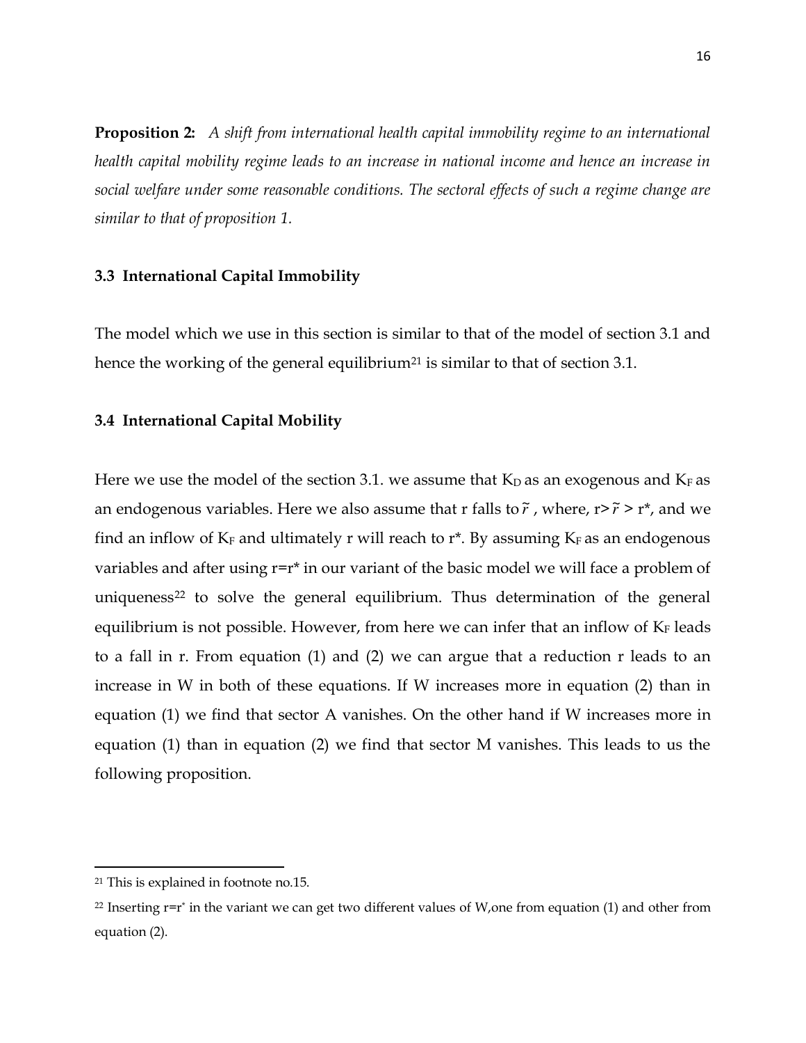**Proposition 2:** *A shift from international health capital immobility regime to an international health capital mobility regime leads to an increase in national income and hence an increase in social welfare under some reasonable conditions. The sectoral effects of such a regime change are similar to that of proposition 1.*

### 3.3 International Capital Immobility

The model which we use in this section is similar to that of the model of section 3.1 and hence the working of the general equilibrium[21] is similar to that of section 3.1.

### 3.4 International Capital Mobility

Here we use the model of the section 3.1. we assume that $K_D$ as an exogenous and $K_F$ as an endogenous variables. Here we also assume that r falls to $\tilde{r}$ , where, r> $\tilde{r}$ > r*, and we find an inflow of $K_F$ and ultimately r will reach to r*. By assuming $K_F$ as an endogenous variables and after using r=r* in our variant of the basic model we will face a problem of uniqueness[22] to solve the general equilibrium. Thus determination of the general equilibrium is not possible. However, from here we can infer that an inflow of $K_F$ leads to a fall in r. From equation (1) and (2) we can argue that a reduction r leads to an increase in W in both of these equations. If W increases more in equation (2) than in equation (1) we find that sector A vanishes. On the other hand if W increases more in equation (1) than in equation (2) we find that sector M vanishes. This leads to us the following proposition.

---

[21] This is explained in footnote no.15.

[22] Inserting r=r* in the variant we can get two different values of W,one from equation (1) and other from equation (2).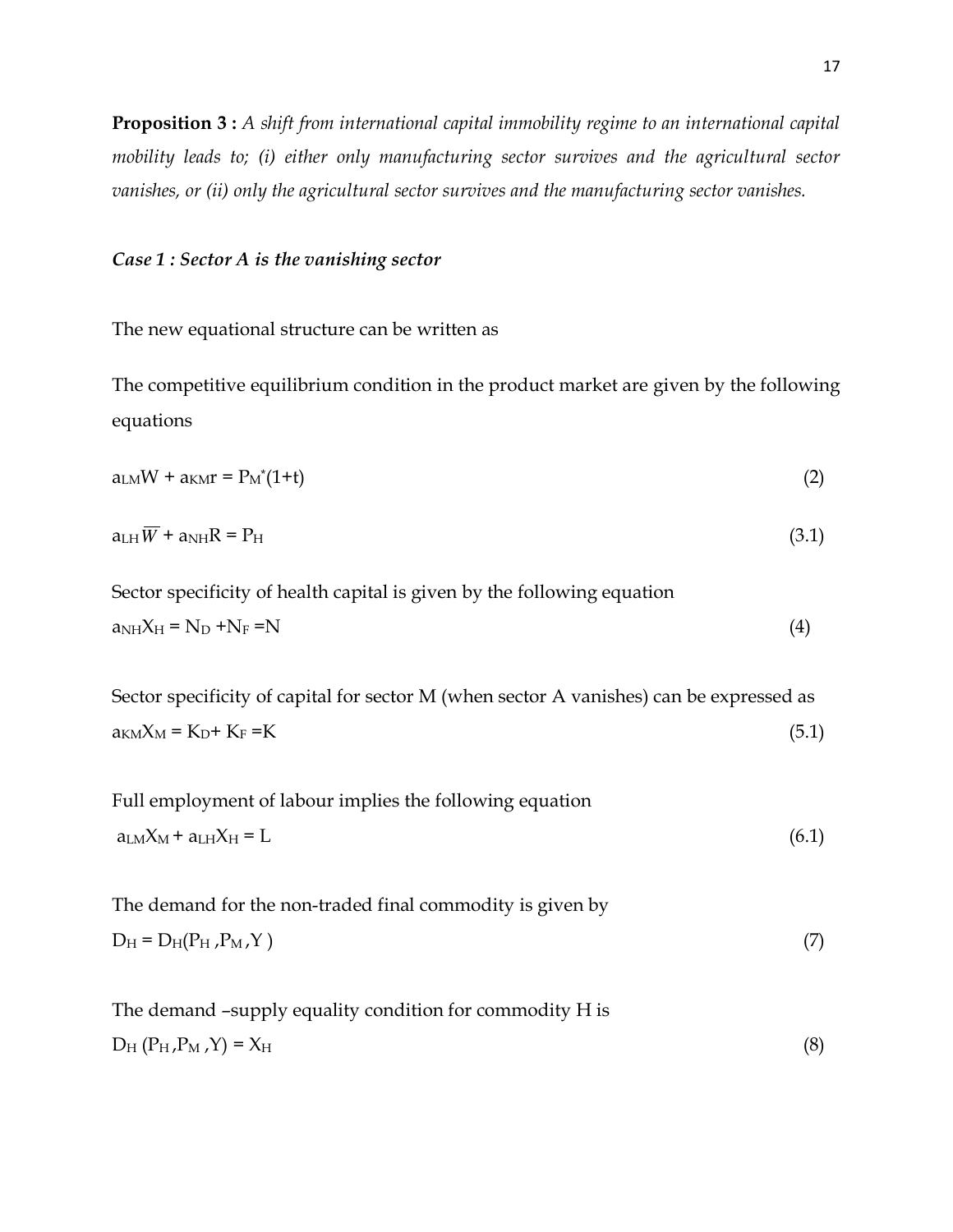**Proposition 3 :** *A shift from international capital immobility regime to an international capital mobility leads to; (i) either only manufacturing sector survives and the agricultural sector vanishes, or (ii) only the agricultural sector survives and the manufacturing sector vanishes.*

***Case 1 : Sector A is the vanishing sector***

The new equational structure can be written as

The competitive equilibrium condition in the product market are given by the following equations

$$a_{LM}W + a_{KM}r = P_M^*(1+t) \tag{2}$$

$$a_{LH}\overline{W} + a_{NH}R = P_H \tag{3.1}$$

Sector specificity of health capital is given by the following equation

$$a_{NH}X_H = N_D + N_F = N \tag{4}$$

Sector specificity of capital for sector M (when sector A vanishes) can be expressed as

$$a_{KM}X_M = K_D + K_F = K \tag{5.1}$$

Full employment of labour implies the following equation

$$a_{LM}X_M + a_{LH}X_H = L \tag{6.1}$$

The demand for the non-traded final commodity is given by

$$D_H = D_H(P_H, P_M, Y) \tag{7}$$

The demand –supply equality condition for commodity H is

$$D_H(P_H, P_M, Y) = X_H \tag{8}$$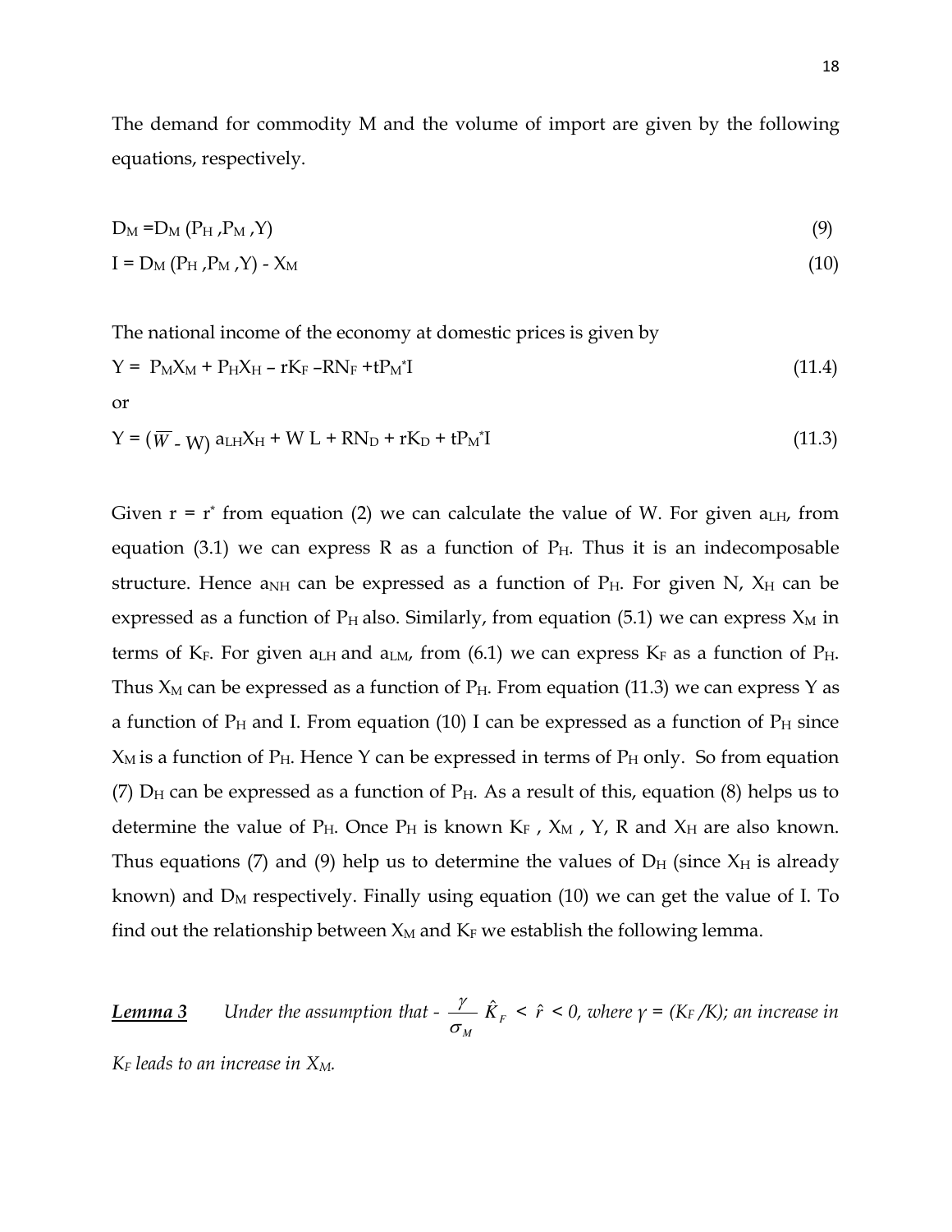The demand for commodity M and the volume of import are given by the following equations, respectively.

$$D_M = D_M(P_H, P_M, Y) \tag{9}$$

$$I = D_M(P_H, P_M, Y) - X_M \tag{10}$$

The national income of the economy at domestic prices is given by

$$Y = P_M X_M + P_H X_H - rK_F - RN_F + tP_M^* I \tag{11.4}$$

or

$$Y = (\overline{W} - W)\, a_{LH} X_H + WL + RN_D + rK_D + tP_M^* I \tag{11.3}$$

Given $r = r^*$ from equation (2) we can calculate the value of W. For given $a_{LH}$, from equation (3.1) we can express R as a function of $P_H$. Thus it is an indecomposable structure. Hence $a_{NH}$ can be expressed as a function of $P_H$. For given N, $X_H$ can be expressed as a function of $P_H$ also. Similarly, from equation (5.1) we can express $X_M$ in terms of $K_F$. For given $a_{LH}$ and $a_{LM}$, from (6.1) we can express $K_F$ as a function of $P_H$. Thus $X_M$ can be expressed as a function of $P_H$. From equation (11.3) we can express Y as a function of $P_H$ and I. From equation (10) I can be expressed as a function of $P_H$ since $X_M$ is a function of $P_H$. Hence Y can be expressed in terms of $P_H$ only. So from equation (7) $D_H$ can be expressed as a function of $P_H$. As a result of this, equation (8) helps us to determine the value of $P_H$. Once $P_H$ is known $K_F$, $X_M$, Y, R and $X_H$ are also known. Thus equations (7) and (9) help us to determine the values of $D_H$ (since $X_H$ is already known) and $D_M$ respectively. Finally using equation (10) we can get the value of I. To find out the relationship between $X_M$ and $K_F$ we establish the following lemma.

***Lemma 3*** *Under the assumption that* $-\frac{\gamma}{\sigma_M}\hat{K}_F < \hat{r} < 0$, *where* $\gamma = (K_F/K)$; *an increase in* $K_F$ *leads to an increase in* $X_M$.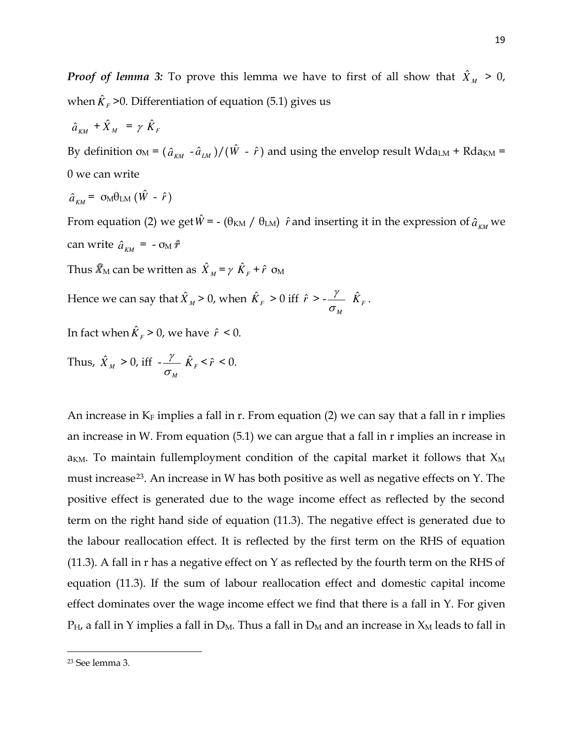***Proof of lemma 3:*** To prove this lemma we have to first of all show that $\hat{X}_M > 0$, when $\hat{K}_F > 0$. Differentiation of equation (5.1) gives us

$$\hat{a}_{KM} + \hat{X}_M = \gamma \hat{K}_F$$

By definition $\sigma_M = (\hat{a}_{KM} - \hat{a}_{LM})/(\hat{W} - \hat{r})$ and using the envelop result $Wda_{LM} + Rda_{KM} = 0$ we can write

$$\hat{a}_{KM} = \sigma_M \theta_{LM} (\hat{W} - \hat{r})$$

From equation (2) we get $\hat{W} = -(\theta_{KM} / \theta_{LM}) \hat{r}$ and inserting it in the expression of $\hat{a}_{KM}$ we can write $\hat{a}_{KM} = -\sigma_M \hat{r}$

Thus $\hat{X}_M$ can be written as $\hat{X}_M = \gamma \hat{K}_F + \hat{r} \sigma_M$

Hence we can say that $\hat{X}_M > 0$, when $\hat{K}_F > 0$ iff $\hat{r} > -\frac{\gamma}{\sigma_M} \hat{K}_F$.

In fact when $\hat{K}_F > 0$, we have $\hat{r} < 0$.

Thus, $\hat{X}_M > 0$, iff $-\frac{\gamma}{\sigma_M} \hat{K}_F < \hat{r} < 0$.

An increase in $K_F$ implies a fall in r. From equation (2) we can say that a fall in r implies an increase in W. From equation (5.1) we can argue that a fall in r implies an increase in $a_{KM}$. To maintain fullemployment condition of the capital market it follows that $X_M$ must increase[23]. An increase in W has both positive as well as negative effects on Y. The positive effect is generated due to the wage income effect as reflected by the second term on the right hand side of equation (11.3). The negative effect is generated due to the labour reallocation effect. It is reflected by the first term on the RHS of equation (11.3). A fall in r has a negative effect on Y as reflected by the fourth term on the RHS of equation (11.3). If the sum of labour reallocation effect and domestic capital income effect dominates over the wage income effect we find that there is a fall in Y. For given $P_H$, a fall in Y implies a fall in $D_M$. Thus a fall in $D_M$ and an increase in $X_M$ leads to fall in

[23] See lemma 3.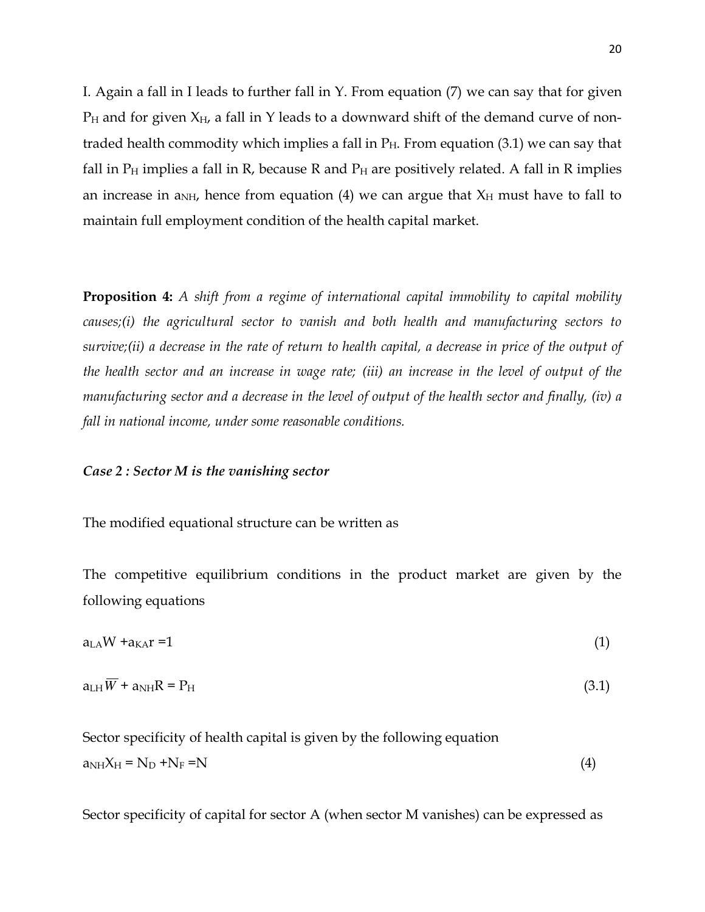I. Again a fall in I leads to further fall in Y. From equation (7) we can say that for given $P_H$ and for given $X_H$, a fall in Y leads to a downward shift of the demand curve of non-traded health commodity which implies a fall in $P_H$. From equation (3.1) we can say that fall in $P_H$ implies a fall in R, because R and $P_H$ are positively related. A fall in R implies an increase in $a_{NH}$, hence from equation (4) we can argue that $X_H$ must have to fall to maintain full employment condition of the health capital market.

**Proposition 4:** *A shift from a regime of international capital immobility to capital mobility causes;(i) the agricultural sector to vanish and both health and manufacturing sectors to survive;(ii) a decrease in the rate of return to health capital, a decrease in price of the output of the health sector and an increase in wage rate; (iii) an increase in the level of output of the manufacturing sector and a decrease in the level of output of the health sector and finally, (iv) a fall in national income, under some reasonable conditions.*

***Case 2 : Sector M is the vanishing sector***

The modified equational structure can be written as

The competitive equilibrium conditions in the product market are given by the following equations

$$a_{LA}W + a_{KA}r = 1 \tag{1}$$

$$a_{LH}\overline{W} + a_{NH}R = P_H \tag{3.1}$$

Sector specificity of health capital is given by the following equation

$$a_{NH}X_H = N_D + N_F = N \tag{4}$$

Sector specificity of capital for sector A (when sector M vanishes) can be expressed as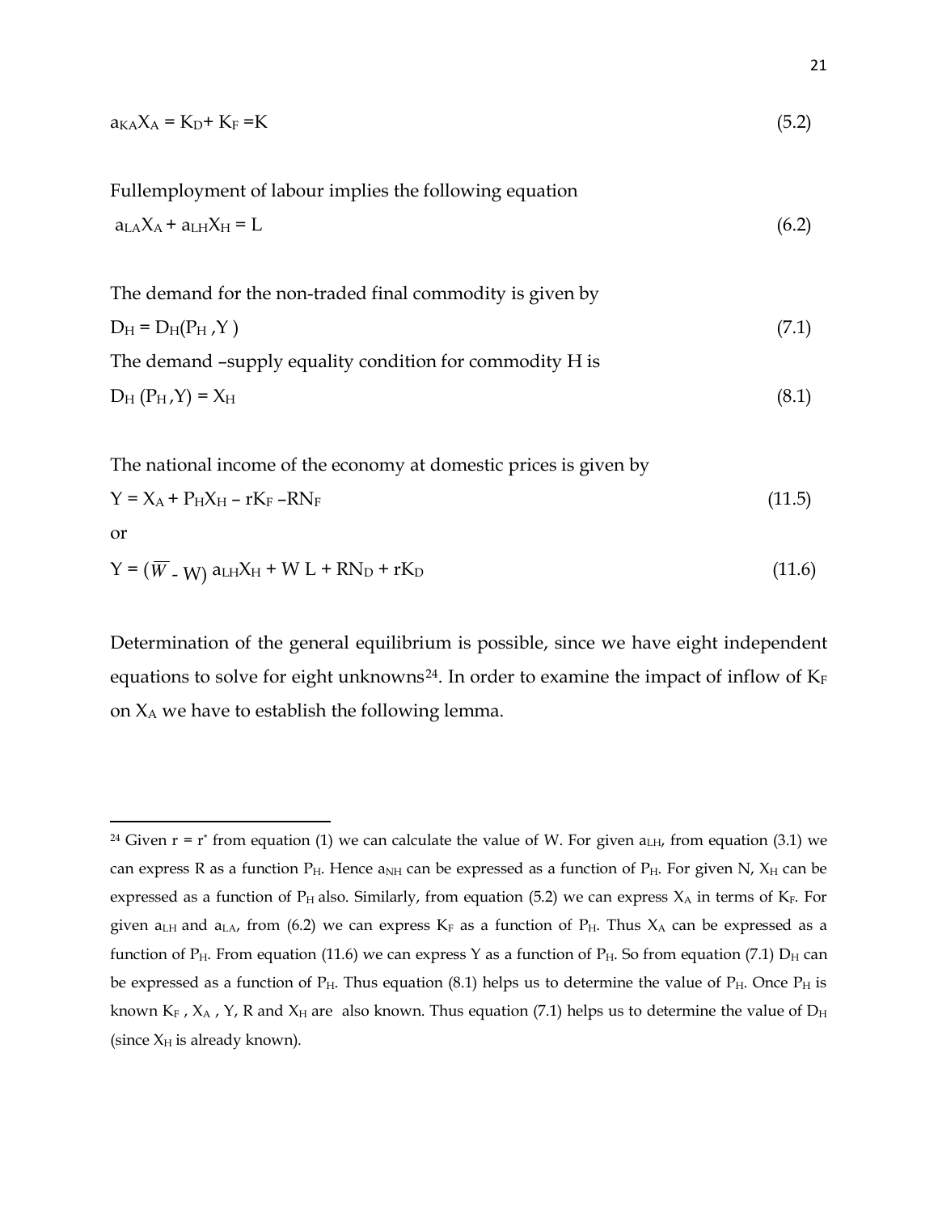$$a_{KA}X_A = K_D + K_F = K \tag{5.2}$$

Fullemployment of labour implies the following equation

$$a_{LA}X_A + a_{LH}X_H = L \tag{6.2}$$

The demand for the non-traded final commodity is given by

$$D_H = D_H(P_H, Y) \tag{7.1}$$

The demand –supply equality condition for commodity H is

$$D_H(P_H, Y) = X_H \tag{8.1}$$

The national income of the economy at domestic prices is given by

$$Y = X_A + P_H X_H - rK_F - RN_F \tag{11.5}$$

or

$$Y = (\overline{W} - W)\, a_{LH}X_H + W L + RN_D + rK_D \tag{11.6}$$

Determination of the general equilibrium is possible, since we have eight independent equations to solve for eight unknowns[24]. In order to examine the impact of inflow of $K_F$ on $X_A$ we have to establish the following lemma.

---

[24] Given $r = r^*$ from equation (1) we can calculate the value of W. For given $a_{LH}$, from equation (3.1) we can express R as a function $P_H$. Hence $a_{NH}$ can be expressed as a function of $P_H$. For given N, $X_H$ can be expressed as a function of $P_H$ also. Similarly, from equation (5.2) we can express $X_A$ in terms of $K_F$. For given $a_{LH}$ and $a_{LA}$, from (6.2) we can express $K_F$ as a function of $P_H$. Thus $X_A$ can be expressed as a function of $P_H$. From equation (11.6) we can express Y as a function of $P_H$. So from equation (7.1) $D_H$ can be expressed as a function of $P_H$. Thus equation (8.1) helps us to determine the value of $P_H$. Once $P_H$ is known $K_F$ , $X_A$ , Y, R and $X_H$ are also known. Thus equation (7.1) helps us to determine the value of $D_H$ (since $X_H$ is already known).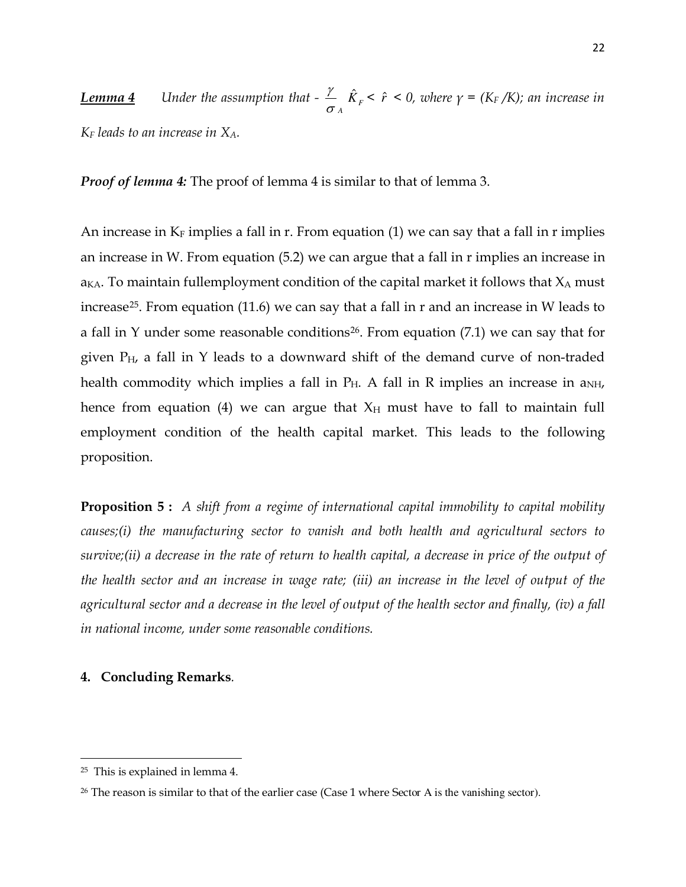***Lemma 4*** *Under the assumption that* $-\frac{\gamma}{\sigma_A}\hat{K}_F < \hat{r} < 0$*, where* $\gamma = (K_F/K)$*; an increase in* $K_F$ *leads to an increase in* $X_A$*.*

***Proof of lemma 4:*** The proof of lemma 4 is similar to that of lemma 3.

An increase in $K_F$ implies a fall in r. From equation (1) we can say that a fall in r implies an increase in W. From equation (5.2) we can argue that a fall in r implies an increase in $a_{KA}$. To maintain fullemployment condition of the capital market it follows that $X_A$ must increase[25]. From equation (11.6) we can say that a fall in r and an increase in W leads to a fall in Y under some reasonable conditions[26]. From equation (7.1) we can say that for given $P_H$, a fall in Y leads to a downward shift of the demand curve of non-traded health commodity which implies a fall in $P_H$. A fall in R implies an increase in $a_{NH}$, hence from equation (4) we can argue that $X_H$ must have to fall to maintain full employment condition of the health capital market. This leads to the following proposition.

**Proposition 5 :** *A shift from a regime of international capital immobility to capital mobility causes;(i) the manufacturing sector to vanish and both health and agricultural sectors to survive;(ii) a decrease in the rate of return to health capital, a decrease in price of the output of the health sector and an increase in wage rate; (iii) an increase in the level of output of the agricultural sector and a decrease in the level of output of the health sector and finally, (iv) a fall in national income, under some reasonable conditions.*

## 4. Concluding Remarks.

---

[25] This is explained in lemma 4.

[26] The reason is similar to that of the earlier case (Case 1 where Sector A is the vanishing sector).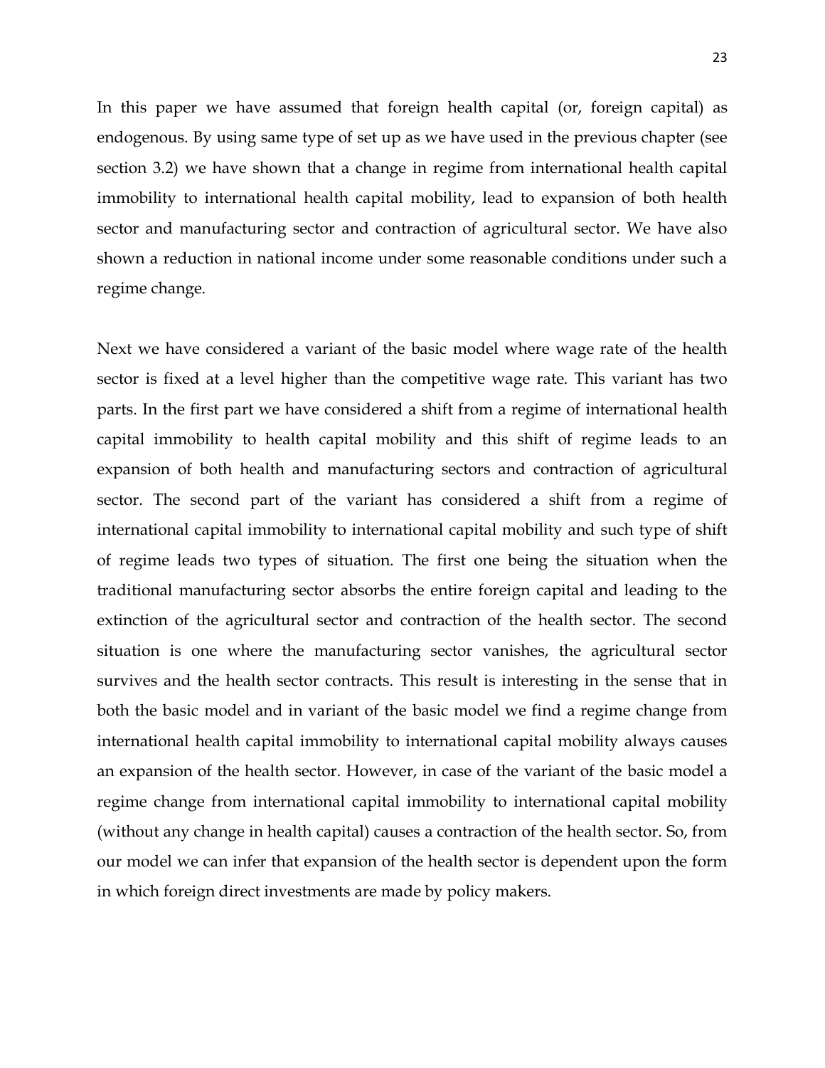In this paper we have assumed that foreign health capital (or, foreign capital) as endogenous. By using same type of set up as we have used in the previous chapter (see section 3.2) we have shown that a change in regime from international health capital immobility to international health capital mobility, lead to expansion of both health sector and manufacturing sector and contraction of agricultural sector. We have also shown a reduction in national income under some reasonable conditions under such a regime change.

Next we have considered a variant of the basic model where wage rate of the health sector is fixed at a level higher than the competitive wage rate. This variant has two parts. In the first part we have considered a shift from a regime of international health capital immobility to health capital mobility and this shift of regime leads to an expansion of both health and manufacturing sectors and contraction of agricultural sector. The second part of the variant has considered a shift from a regime of international capital immobility to international capital mobility and such type of shift of regime leads two types of situation. The first one being the situation when the traditional manufacturing sector absorbs the entire foreign capital and leading to the extinction of the agricultural sector and contraction of the health sector. The second situation is one where the manufacturing sector vanishes, the agricultural sector survives and the health sector contracts. This result is interesting in the sense that in both the basic model and in variant of the basic model we find a regime change from international health capital immobility to international capital mobility always causes an expansion of the health sector. However, in case of the variant of the basic model a regime change from international capital immobility to international capital mobility (without any change in health capital) causes a contraction of the health sector. So, from our model we can infer that expansion of the health sector is dependent upon the form in which foreign direct investments are made by policy makers.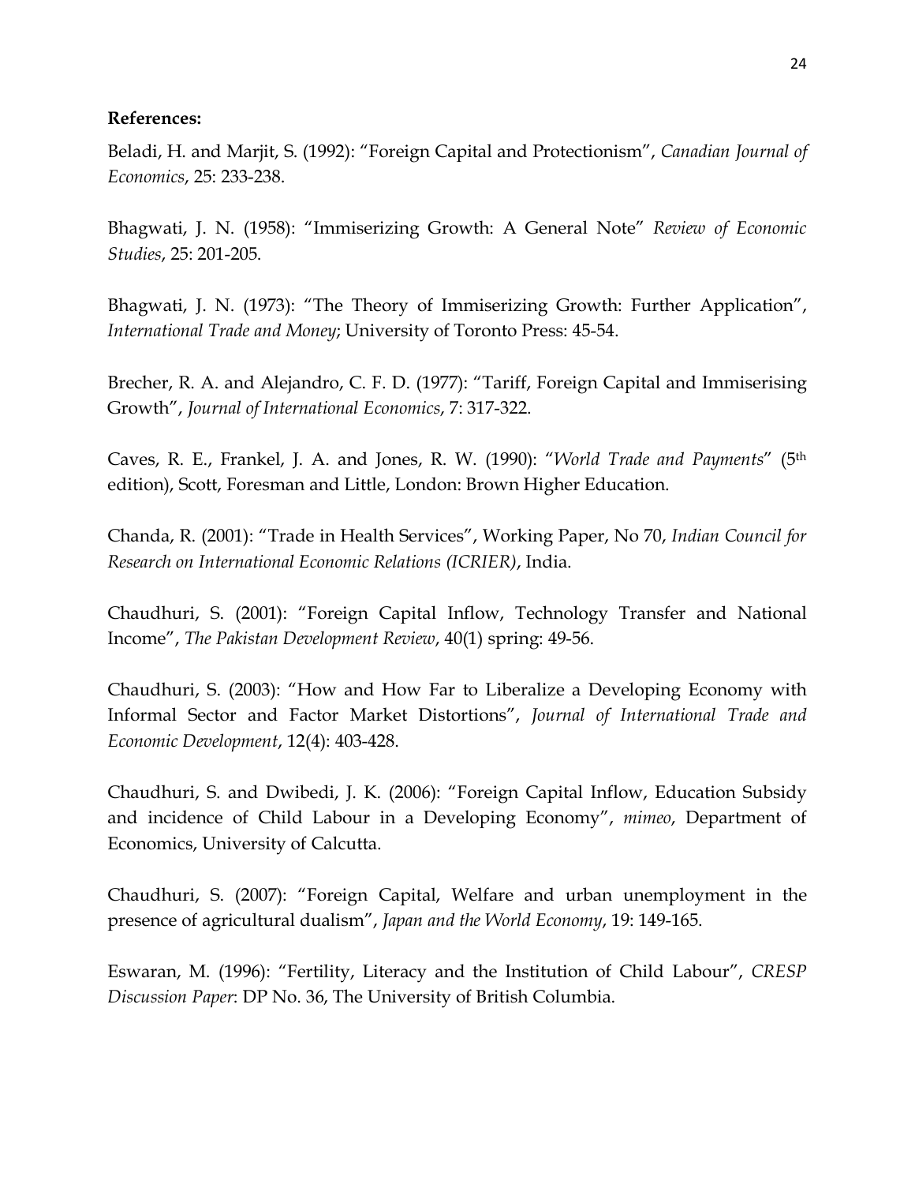**References:**

Beladi, H. and Marjit, S. (1992): "Foreign Capital and Protectionism", *Canadian Journal of Economics*, 25: 233-238.

Bhagwati, J. N. (1958): "Immiserizing Growth: A General Note" *Review of Economic Studies*, 25: 201-205.

Bhagwati, J. N. (1973): "The Theory of Immiserizing Growth: Further Application", *International Trade and Money*; University of Toronto Press: 45-54.

Brecher, R. A. and Alejandro, C. F. D. (1977): "Tariff, Foreign Capital and Immiserising Growth", *Journal of International Economics*, 7: 317-322.

Caves, R. E., Frankel, J. A. and Jones, R. W. (1990): "*World Trade and Payments*" (5th edition), Scott, Foresman and Little, London: Brown Higher Education.

Chanda, R. (2001): "Trade in Health Services", Working Paper, No 70, *Indian Council for Research on International Economic Relations (ICRIER)*, India.

Chaudhuri, S. (2001): "Foreign Capital Inflow, Technology Transfer and National Income", *The Pakistan Development Review*, 40(1) spring: 49-56.

Chaudhuri, S. (2003): "How and How Far to Liberalize a Developing Economy with Informal Sector and Factor Market Distortions", *Journal of International Trade and Economic Development*, 12(4): 403-428.

Chaudhuri, S. and Dwibedi, J. K. (2006): "Foreign Capital Inflow, Education Subsidy and incidence of Child Labour in a Developing Economy", *mimeo*, Department of Economics, University of Calcutta.

Chaudhuri, S. (2007): "Foreign Capital, Welfare and urban unemployment in the presence of agricultural dualism", *Japan and the World Economy*, 19: 149-165.

Eswaran, M. (1996): "Fertility, Literacy and the Institution of Child Labour", *CRESP Discussion Paper*: DP No. 36, The University of British Columbia.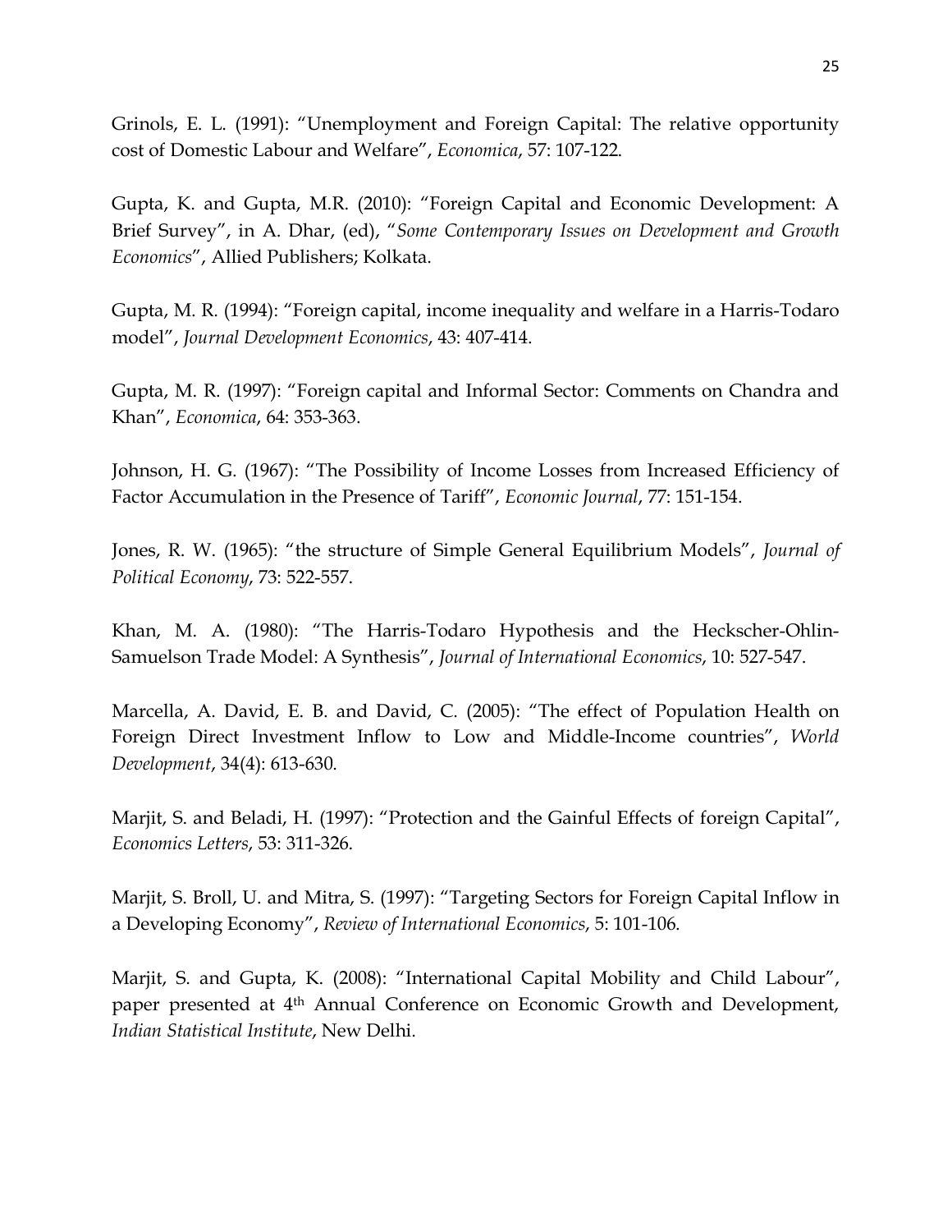Grinols, E. L. (1991): "Unemployment and Foreign Capital: The relative opportunity cost of Domestic Labour and Welfare", *Economica*, 57: 107-122.

Gupta, K. and Gupta, M.R. (2010): "Foreign Capital and Economic Development: A Brief Survey", in A. Dhar, (ed), "*Some Contemporary Issues on Development and Growth Economics*", Allied Publishers; Kolkata.

Gupta, M. R. (1994): "Foreign capital, income inequality and welfare in a Harris-Todaro model", *Journal Development Economics*, 43: 407-414.

Gupta, M. R. (1997): "Foreign capital and Informal Sector: Comments on Chandra and Khan", *Economica*, 64: 353-363.

Johnson, H. G. (1967): "The Possibility of Income Losses from Increased Efficiency of Factor Accumulation in the Presence of Tariff", *Economic Journal*, 77: 151-154.

Jones, R. W. (1965): "the structure of Simple General Equilibrium Models", *Journal of Political Economy*, 73: 522-557.

Khan, M. A. (1980): "The Harris-Todaro Hypothesis and the Heckscher-Ohlin-Samuelson Trade Model: A Synthesis", *Journal of International Economics*, 10: 527-547.

Marcella, A. David, E. B. and David, C. (2005): "The effect of Population Health on Foreign Direct Investment Inflow to Low and Middle-Income countries", *World Development*, 34(4): 613-630.

Marjit, S. and Beladi, H. (1997): "Protection and the Gainful Effects of foreign Capital", *Economics Letters*, 53: 311-326.

Marjit, S. Broll, U. and Mitra, S. (1997): "Targeting Sectors for Foreign Capital Inflow in a Developing Economy", *Review of International Economics*, 5: 101-106.

Marjit, S. and Gupta, K. (2008): "International Capital Mobility and Child Labour", paper presented at 4th Annual Conference on Economic Growth and Development, *Indian Statistical Institute*, New Delhi.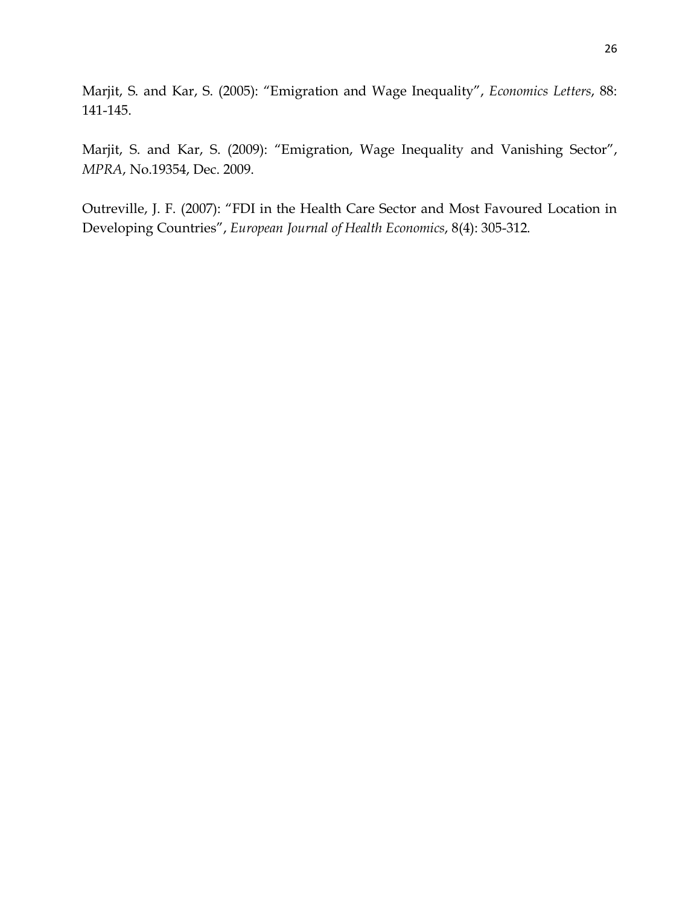Marjit, S. and Kar, S. (2005): "Emigration and Wage Inequality", *Economics Letters*, 88: 141-145.

Marjit, S. and Kar, S. (2009): "Emigration, Wage Inequality and Vanishing Sector", *MPRA*, No.19354, Dec. 2009.

Outreville, J. F. (2007): "FDI in the Health Care Sector and Most Favoured Location in Developing Countries", *European Journal of Health Economics*, 8(4): 305-312.